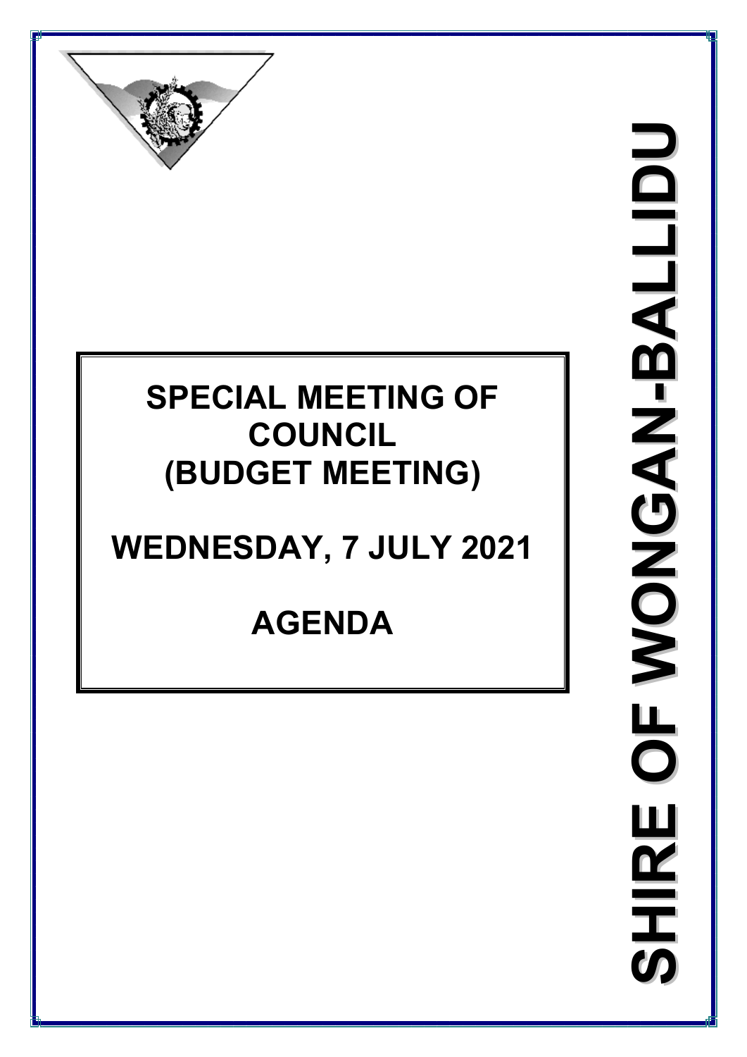# SHIRE OF WONGAN-BALLIDU

# SPECIAL MEETING OF COUNCIL (BUDGET MEETING)

# WEDNESDAY, 7 JULY 2021

# AGENDA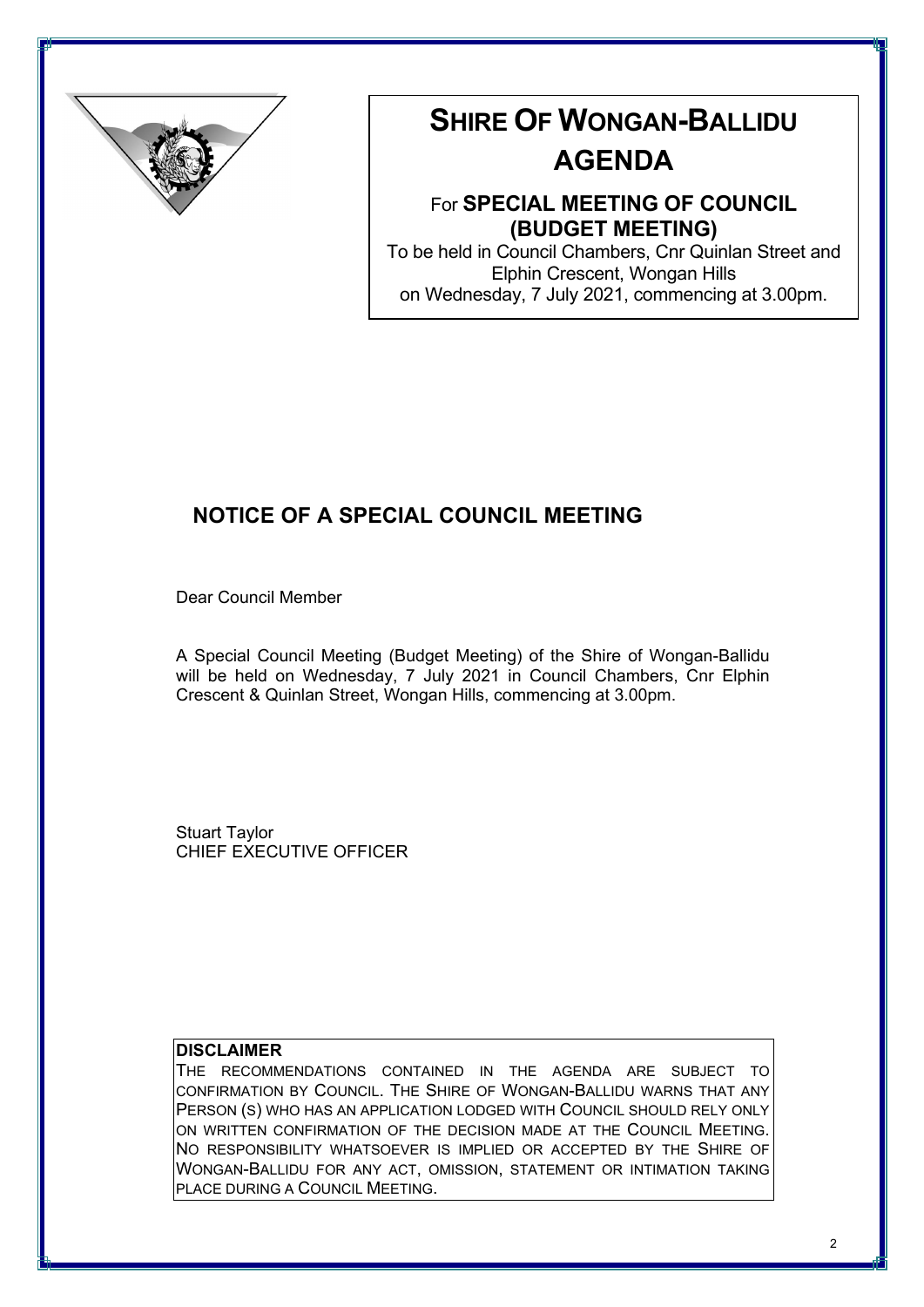# SHIRE OF WONGAN-BALLIDU AGENDA

For **SPECIAL MEETING OF COUNCIL (BUDGET MEETING)**

To be held in Council Chambers, Cnr Quinlan Street and Elphin Crescent, Wongan Hills on Wednesday, 7 July 2021, commencing at 3.00pm.

## NOTICE OF A SPECIAL COUNCIL MEETING

Dear Council Member

A Special Council Meeting (Budget Meeting) of the Shire of Wongan-Ballidu will be held on Wednesday, 7 July 2021 in Council Chambers, Cnr Elphin Crescent & Quinlan Street, Wongan Hills, commencing at 3.00pm.

Stuart Taylor
CHIEF EXECUTIVE OFFICER

**DISCLAIMER**

THE RECOMMENDATIONS CONTAINED IN THE AGENDA ARE SUBJECT TO CONFIRMATION BY COUNCIL. THE SHIRE OF WONGAN-BALLIDU WARNS THAT ANY PERSON (S) WHO HAS AN APPLICATION LODGED WITH COUNCIL SHOULD RELY ONLY ON WRITTEN CONFIRMATION OF THE DECISION MADE AT THE COUNCIL MEETING. NO RESPONSIBILITY WHATSOEVER IS IMPLIED OR ACCEPTED BY THE SHIRE OF WONGAN-BALLIDU FOR ANY ACT, OMISSION, STATEMENT OR INTIMATION TAKING PLACE DURING A COUNCIL MEETING.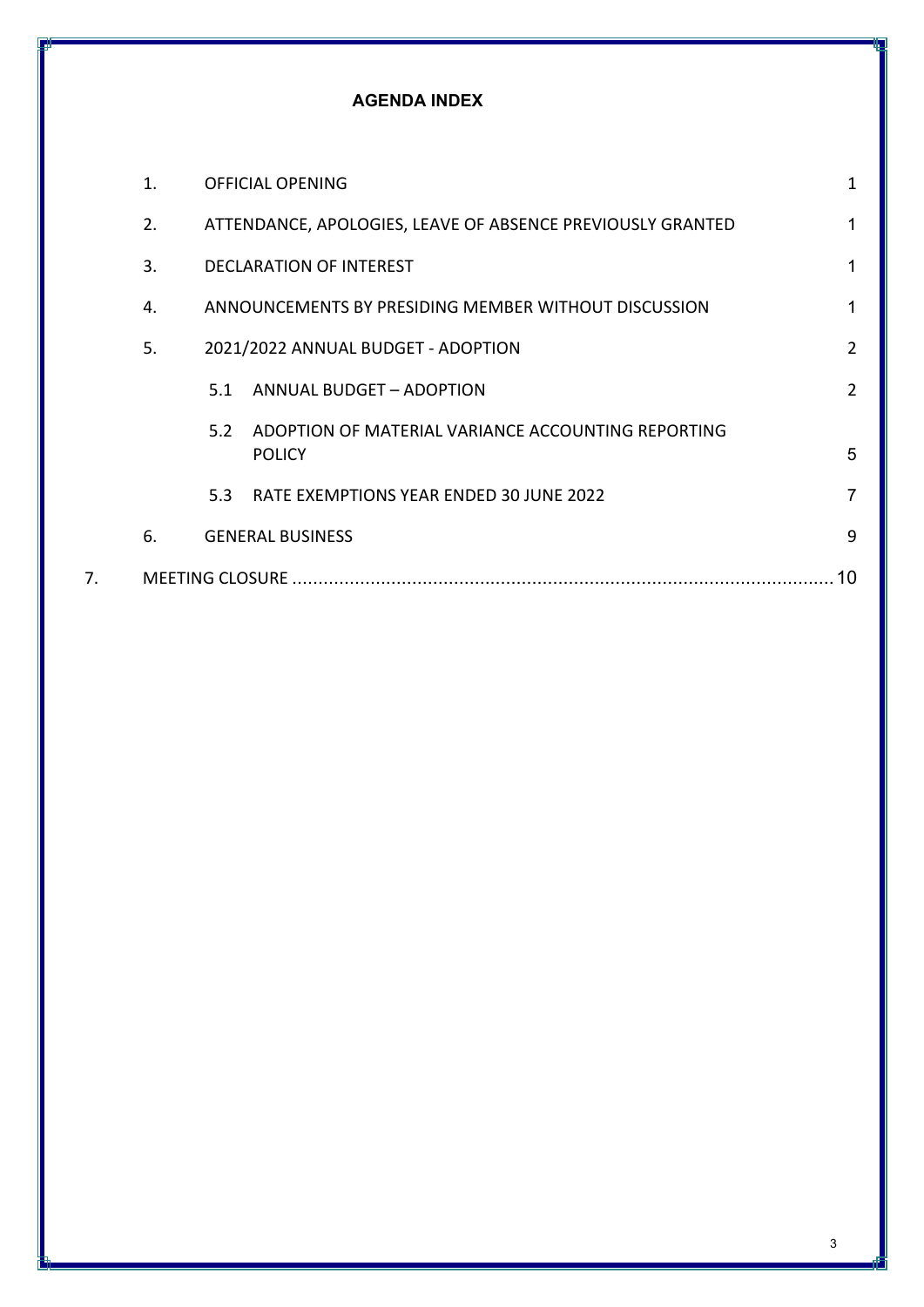## AGENDA INDEX

| | | |
|---|---|---|
| 1. | OFFICIAL OPENING | 1 |
| 2. | ATTENDANCE, APOLOGIES, LEAVE OF ABSENCE PREVIOUSLY GRANTED | 1 |
| 3. | DECLARATION OF INTEREST | 1 |
| 4. | ANNOUNCEMENTS BY PRESIDING MEMBER WITHOUT DISCUSSION | 1 |
| 5. | 2021/2022 ANNUAL BUDGET - ADOPTION | 2 |
| 5.1 | ANNUAL BUDGET – ADOPTION | 2 |
| 5.2 | ADOPTION OF MATERIAL VARIANCE ACCOUNTING REPORTING POLICY | 5 |
| 5.3 | RATE EXEMPTIONS YEAR ENDED 30 JUNE 2022 | 7 |
| 6. | GENERAL BUSINESS | 9 |
| 7. | MEETING CLOSURE | 10 |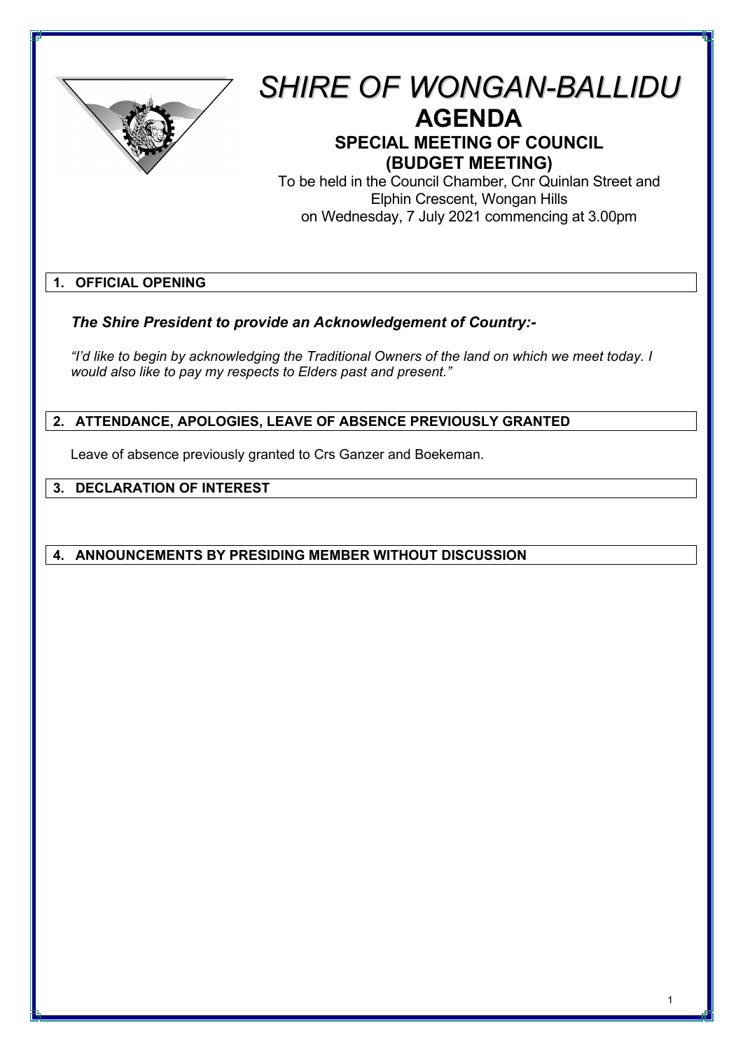# *SHIRE OF WONGAN-BALLIDU*

## AGENDA

### SPECIAL MEETING OF COUNCIL (BUDGET MEETING)

To be held in the Council Chamber, Cnr Quinlan Street and Elphin Crescent, Wongan Hills on Wednesday, 7 July 2021 commencing at 3.00pm

## 1. OFFICIAL OPENING

***The Shire President to provide an Acknowledgement of Country:-***

*"I'd like to begin by acknowledging the Traditional Owners of the land on which we meet today. I would also like to pay my respects to Elders past and present."*

## 2. ATTENDANCE, APOLOGIES, LEAVE OF ABSENCE PREVIOUSLY GRANTED

Leave of absence previously granted to Crs Ganzer and Boekeman.

## 3. DECLARATION OF INTEREST

## 4. ANNOUNCEMENTS BY PRESIDING MEMBER WITHOUT DISCUSSION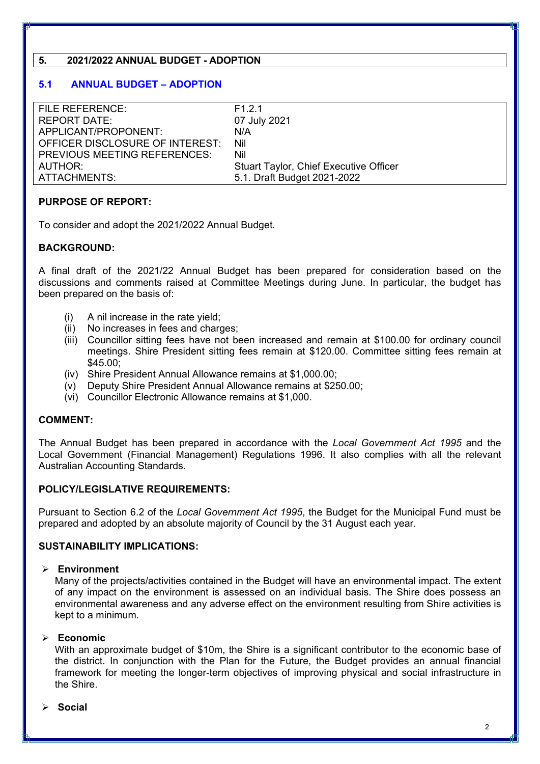## 5. 2021/2022 ANNUAL BUDGET - ADOPTION

### 5.1 ANNUAL BUDGET – ADOPTION

| | |
|---|---|
| FILE REFERENCE: | F1.2.1 |
| REPORT DATE: | 07 July 2021 |
| APPLICANT/PROPONENT: | N/A |
| OFFICER DISCLOSURE OF INTEREST: | Nil |
| PREVIOUS MEETING REFERENCES: | Nil |
| AUTHOR: | Stuart Taylor, Chief Executive Officer |
| ATTACHMENTS: | 5.1. Draft Budget 2021-2022 |

**PURPOSE OF REPORT:**

To consider and adopt the 2021/2022 Annual Budget.

**BACKGROUND:**

A final draft of the 2021/22 Annual Budget has been prepared for consideration based on the discussions and comments raised at Committee Meetings during June. In particular, the budget has been prepared on the basis of:

(i) A nil increase in the rate yield;
(ii) No increases in fees and charges;
(iii) Councillor sitting fees have not been increased and remain at $100.00 for ordinary council meetings. Shire President sitting fees remain at $120.00. Committee sitting fees remain at $45.00;
(iv) Shire President Annual Allowance remains at $1,000.00;
(v) Deputy Shire President Annual Allowance remains at $250.00;
(vi) Councillor Electronic Allowance remains at $1,000.

**COMMENT:**

The Annual Budget has been prepared in accordance with the *Local Government Act 1995* and the Local Government (Financial Management) Regulations 1996. It also complies with all the relevant Australian Accounting Standards.

**POLICY/LEGISLATIVE REQUIREMENTS:**

Pursuant to Section 6.2 of the *Local Government Act 1995*, the Budget for the Municipal Fund must be prepared and adopted by an absolute majority of Council by the 31 August each year.

**SUSTAINABILITY IMPLICATIONS:**

- **Environment**
  Many of the projects/activities contained in the Budget will have an environmental impact. The extent of any impact on the environment is assessed on an individual basis. The Shire does possess an environmental awareness and any adverse effect on the environment resulting from Shire activities is kept to a minimum.

- **Economic**
  With an approximate budget of $10m, the Shire is a significant contributor to the economic base of the district. In conjunction with the Plan for the Future, the Budget provides an annual financial framework for meeting the longer-term objectives of improving physical and social infrastructure in the Shire.

- **Social**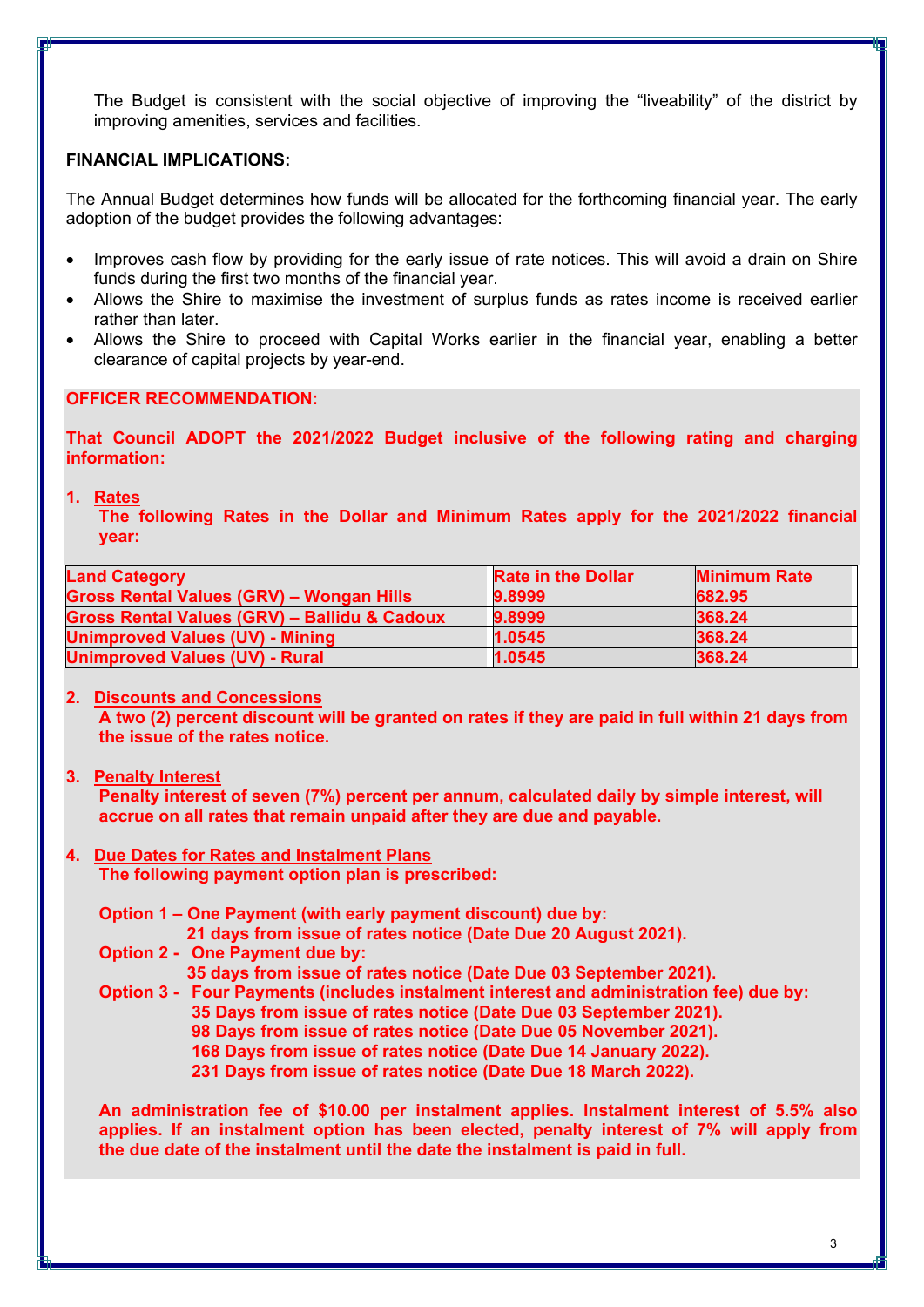The Budget is consistent with the social objective of improving the "liveability" of the district by improving amenities, services and facilities.

**FINANCIAL IMPLICATIONS:**

The Annual Budget determines how funds will be allocated for the forthcoming financial year. The early adoption of the budget provides the following advantages:

- Improves cash flow by providing for the early issue of rate notices. This will avoid a drain on Shire funds during the first two months of the financial year.
- Allows the Shire to maximise the investment of surplus funds as rates income is received earlier rather than later.
- Allows the Shire to proceed with Capital Works earlier in the financial year, enabling a better clearance of capital projects by year-end.

**OFFICER RECOMMENDATION:**

**That Council ADOPT the 2021/2022 Budget inclusive of the following rating and charging information:**

1. **Rates**
   **The following Rates in the Dollar and Minimum Rates apply for the 2021/2022 financial year:**

| Land Category | Rate in the Dollar | Minimum Rate |
|---|---|---|
| Gross Rental Values (GRV) – Wongan Hills | 9.8999 | 682.95 |
| Gross Rental Values (GRV) – Ballidu & Cadoux | 9.8999 | 368.24 |
| Unimproved Values (UV) - Mining | 1.0545 | 368.24 |
| Unimproved Values (UV) - Rural | 1.0545 | 368.24 |

2. **Discounts and Concessions**
   **A two (2) percent discount will be granted on rates if they are paid in full within 21 days from the issue of the rates notice.**

3. **Penalty Interest**
   **Penalty interest of seven (7%) percent per annum, calculated daily by simple interest, will accrue on all rates that remain unpaid after they are due and payable.**

4. **Due Dates for Rates and Instalment Plans**
   **The following payment option plan is prescribed:**

   **Option 1 – One Payment (with early payment discount) due by:**
   **21 days from issue of rates notice (Date Due 20 August 2021).**
   **Option 2 - One Payment due by:**
   **35 days from issue of rates notice (Date Due 03 September 2021).**
   **Option 3 - Four Payments (includes instalment interest and administration fee) due by:**
   **35 Days from issue of rates notice (Date Due 03 September 2021).**
   **98 Days from issue of rates notice (Date Due 05 November 2021).**
   **168 Days from issue of rates notice (Date Due 14 January 2022).**
   **231 Days from issue of rates notice (Date Due 18 March 2022).**

   **An administration fee of $10.00 per instalment applies. Instalment interest of 5.5% also applies. If an instalment option has been elected, penalty interest of 7% will apply from the due date of the instalment until the date the instalment is paid in full.**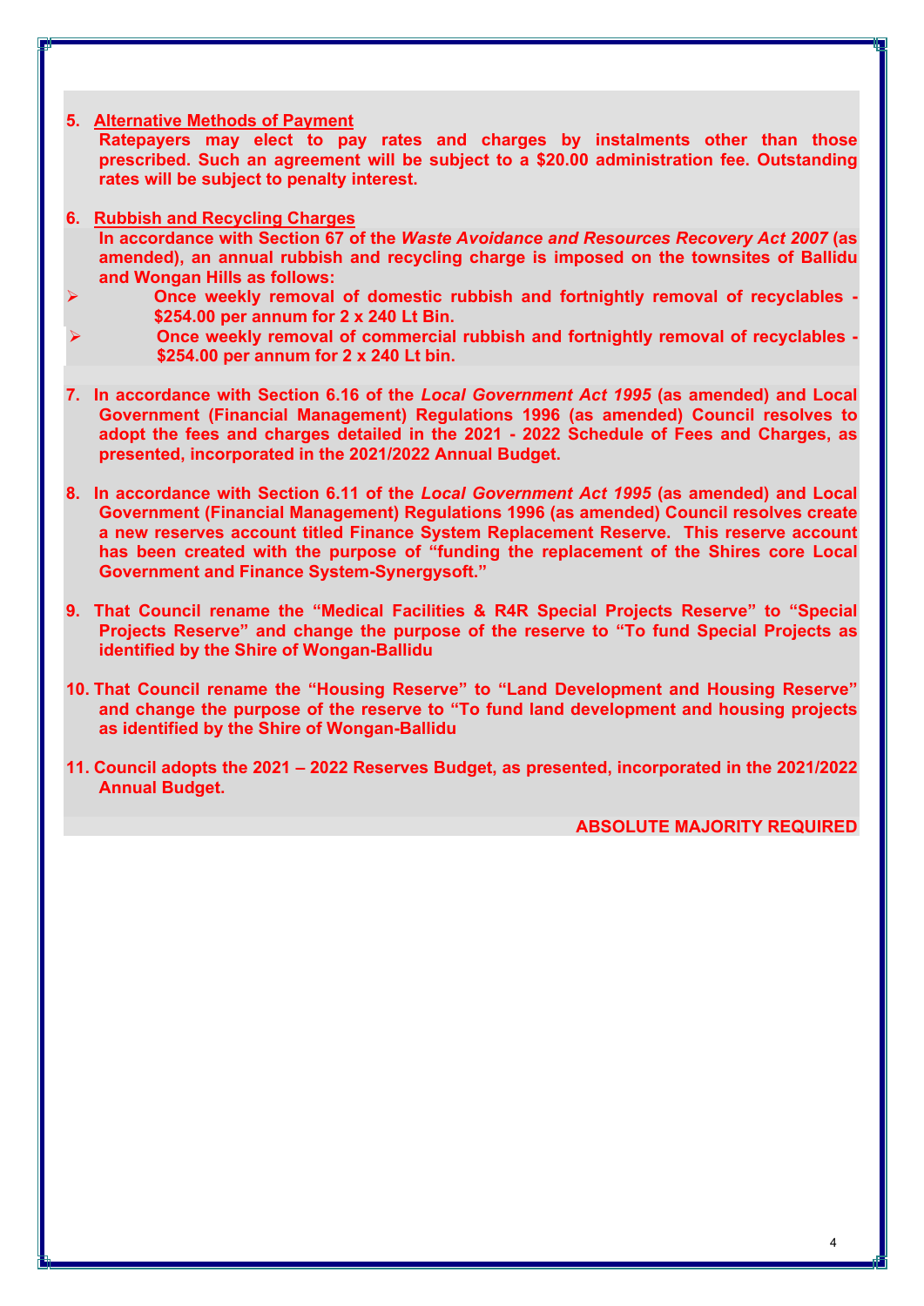5. **<u>Alternative Methods of Payment</u>**

   **Ratepayers may elect to pay rates and charges by instalments other than those prescribed. Such an agreement will be subject to a $20.00 administration fee. Outstanding rates will be subject to penalty interest.**

6. **<u>Rubbish and Recycling Charges</u>**

   **In accordance with Section 67 of the *Waste Avoidance and Resources Recovery Act 2007* (as amended), an annual rubbish and recycling charge is imposed on the townsites of Ballidu and Wongan Hills as follows:**

   - **Once weekly removal of domestic rubbish and fortnightly removal of recyclables - $254.00 per annum for 2 x 240 Lt Bin.**
   - **Once weekly removal of commercial rubbish and fortnightly removal of recyclables - $254.00 per annum for 2 x 240 Lt bin.**

7. **In accordance with Section 6.16 of the *Local Government Act 1995* (as amended) and Local Government (Financial Management) Regulations 1996 (as amended) Council resolves to adopt the fees and charges detailed in the 2021 - 2022 Schedule of Fees and Charges, as presented, incorporated in the 2021/2022 Annual Budget.**

8. **In accordance with Section 6.11 of the *Local Government Act 1995* (as amended) and Local Government (Financial Management) Regulations 1996 (as amended) Council resolves create a new reserves account titled Finance System Replacement Reserve. This reserve account has been created with the purpose of "funding the replacement of the Shires core Local Government and Finance System-Synergysoft."**

9. **That Council rename the "Medical Facilities & R4R Special Projects Reserve" to "Special Projects Reserve" and change the purpose of the reserve to "To fund Special Projects as identified by the Shire of Wongan-Ballidu**

10. **That Council rename the "Housing Reserve" to "Land Development and Housing Reserve" and change the purpose of the reserve to "To fund land development and housing projects as identified by the Shire of Wongan-Ballidu**

11. **Council adopts the 2021 – 2022 Reserves Budget, as presented, incorporated in the 2021/2022 Annual Budget.**

**ABSOLUTE MAJORITY REQUIRED**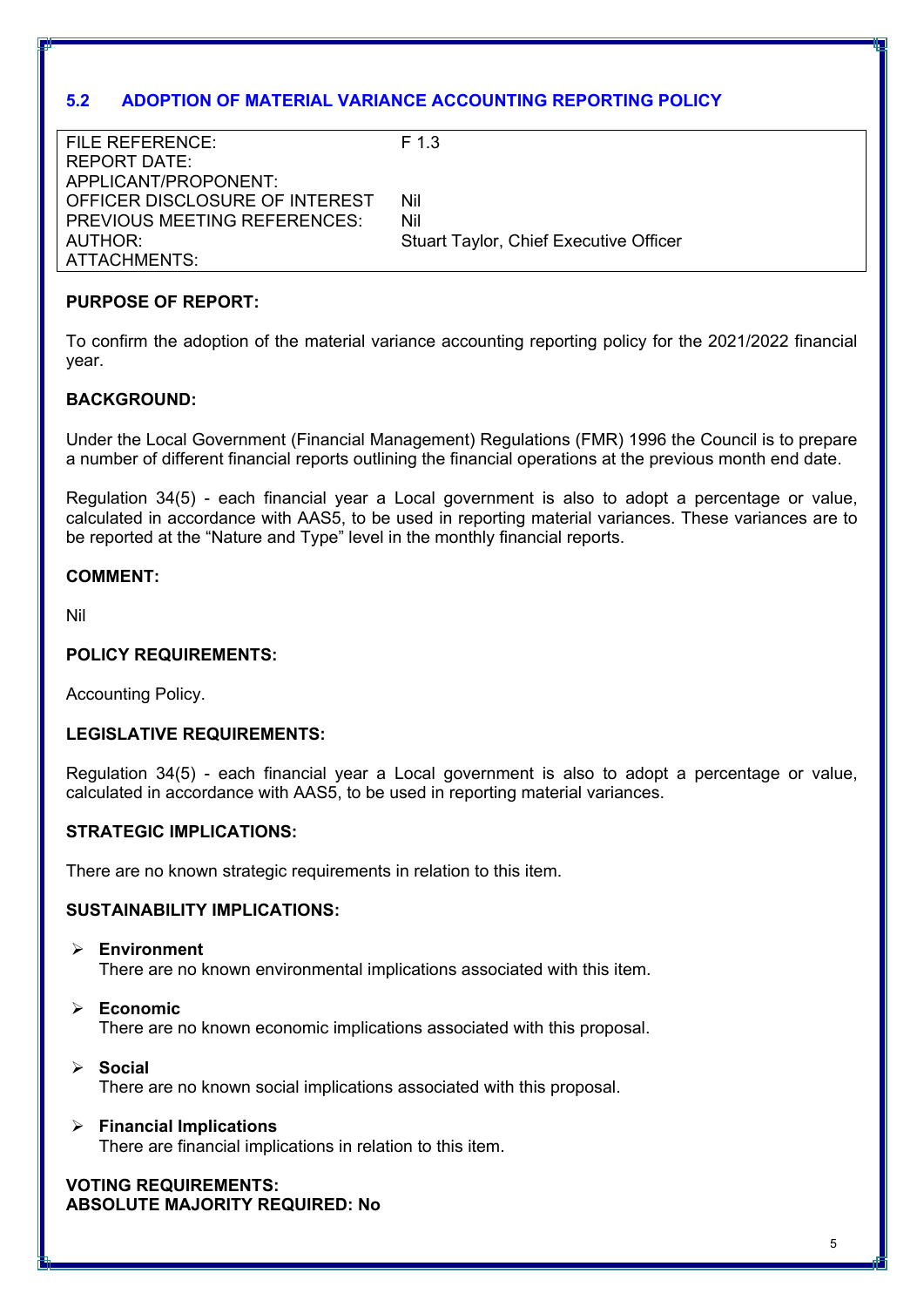## 5.2 ADOPTION OF MATERIAL VARIANCE ACCOUNTING REPORTING POLICY

| | |
|---|---|
| FILE REFERENCE: | F 1.3 |
| REPORT DATE: | |
| APPLICANT/PROPONENT: | |
| OFFICER DISCLOSURE OF INTEREST | Nil |
| PREVIOUS MEETING REFERENCES: | Nil |
| AUTHOR: | Stuart Taylor, Chief Executive Officer |
| ATTACHMENTS: | |

**PURPOSE OF REPORT:**

To confirm the adoption of the material variance accounting reporting policy for the 2021/2022 financial year.

**BACKGROUND:**

Under the Local Government (Financial Management) Regulations (FMR) 1996 the Council is to prepare a number of different financial reports outlining the financial operations at the previous month end date.

Regulation 34(5) - each financial year a Local government is also to adopt a percentage or value, calculated in accordance with AAS5, to be used in reporting material variances. These variances are to be reported at the "Nature and Type" level in the monthly financial reports.

**COMMENT:**

Nil

**POLICY REQUIREMENTS:**

Accounting Policy.

**LEGISLATIVE REQUIREMENTS:**

Regulation 34(5) - each financial year a Local government is also to adopt a percentage or value, calculated in accordance with AAS5, to be used in reporting material variances.

**STRATEGIC IMPLICATIONS:**

There are no known strategic requirements in relation to this item.

**SUSTAINABILITY IMPLICATIONS:**

- **Environment**
  There are no known environmental implications associated with this item.
- **Economic**
  There are no known economic implications associated with this proposal.
- **Social**
  There are no known social implications associated with this proposal.
- **Financial Implications**
  There are financial implications in relation to this item.

**VOTING REQUIREMENTS:**
**ABSOLUTE MAJORITY REQUIRED: No**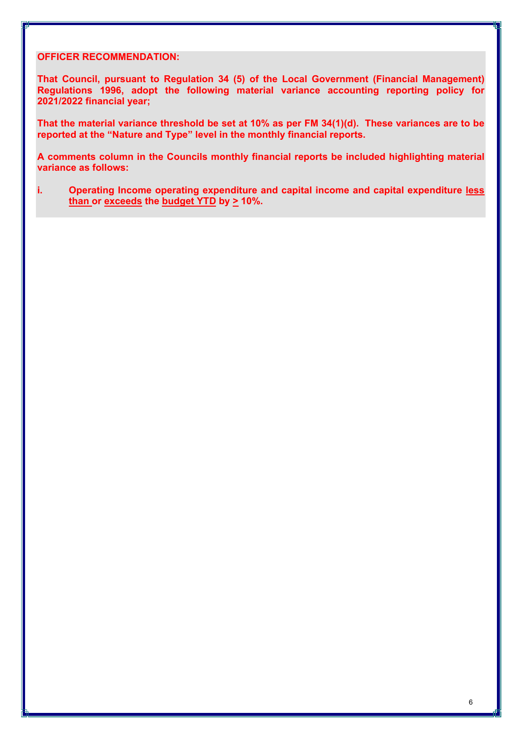**OFFICER RECOMMENDATION:**

**That Council, pursuant to Regulation 34 (5) of the Local Government (Financial Management) Regulations 1996, adopt the following material variance accounting reporting policy for 2021/2022 financial year;**

**That the material variance threshold be set at 10% as per FM 34(1)(d). These variances are to be reported at the "Nature and Type" level in the monthly financial reports.**

**A comments column in the Councils monthly financial reports be included highlighting material variance as follows:**

**i. Operating Income operating expenditure and capital income and capital expenditure <u>less than</u> or <u>exceeds</u> the <u>budget YTD</u> by $\geq$ 10%.**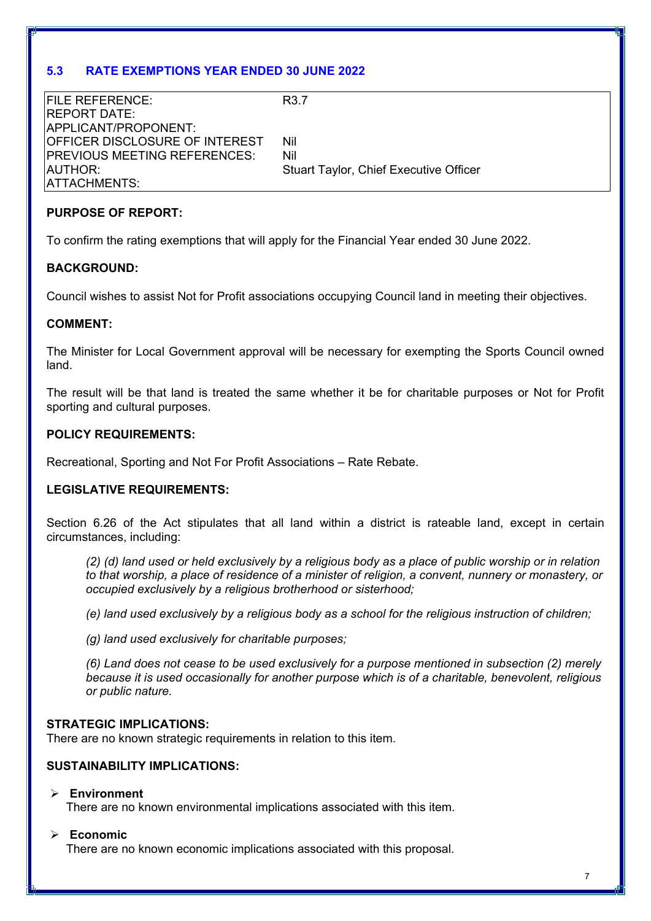## 5.3 RATE EXEMPTIONS YEAR ENDED 30 JUNE 2022

| | |
|---|---|
| FILE REFERENCE: | R3.7 |
| REPORT DATE: | |
| APPLICANT/PROPONENT: | |
| OFFICER DISCLOSURE OF INTEREST | Nil |
| PREVIOUS MEETING REFERENCES: | Nil |
| AUTHOR: | Stuart Taylor, Chief Executive Officer |
| ATTACHMENTS: | |

**PURPOSE OF REPORT:**

To confirm the rating exemptions that will apply for the Financial Year ended 30 June 2022.

**BACKGROUND:**

Council wishes to assist Not for Profit associations occupying Council land in meeting their objectives.

**COMMENT:**

The Minister for Local Government approval will be necessary for exempting the Sports Council owned land.

The result will be that land is treated the same whether it be for charitable purposes or Not for Profit sporting and cultural purposes.

**POLICY REQUIREMENTS:**

Recreational, Sporting and Not For Profit Associations – Rate Rebate.

**LEGISLATIVE REQUIREMENTS:**

Section 6.26 of the Act stipulates that all land within a district is rateable land, except in certain circumstances, including:

> *(2) (d) land used or held exclusively by a religious body as a place of public worship or in relation to that worship, a place of residence of a minister of religion, a convent, nunnery or monastery, or occupied exclusively by a religious brotherhood or sisterhood;*
>
> *(e) land used exclusively by a religious body as a school for the religious instruction of children;*
>
> *(g) land used exclusively for charitable purposes;*
>
> *(6) Land does not cease to be used exclusively for a purpose mentioned in subsection (2) merely because it is used occasionally for another purpose which is of a charitable, benevolent, religious or public nature.*

**STRATEGIC IMPLICATIONS:**

There are no known strategic requirements in relation to this item.

**SUSTAINABILITY IMPLICATIONS:**

- **Environment**
  There are no known environmental implications associated with this item.

- **Economic**
  There are no known economic implications associated with this proposal.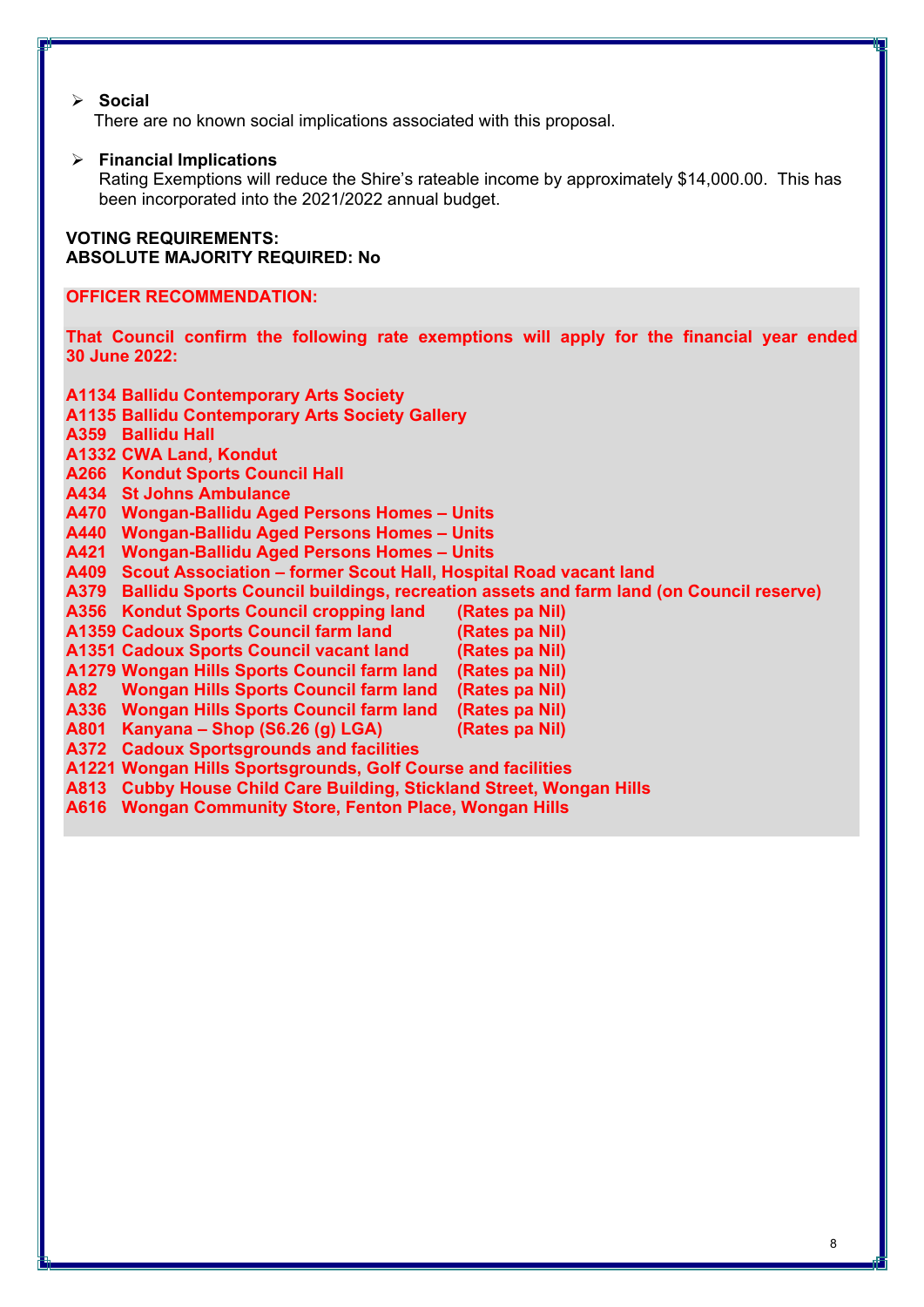- **Social**
  There are no known social implications associated with this proposal.

- **Financial Implications**
  Rating Exemptions will reduce the Shire's rateable income by approximately $14,000.00. This has been incorporated into the 2021/2022 annual budget.

**VOTING REQUIREMENTS:**
**ABSOLUTE MAJORITY REQUIRED: No**

**OFFICER RECOMMENDATION:**

**That Council confirm the following rate exemptions will apply for the financial year ended 30 June 2022:**

**A1134 Ballidu Contemporary Arts Society**
**A1135 Ballidu Contemporary Arts Society Gallery**
**A359 Ballidu Hall**
**A1332 CWA Land, Kondut**
**A266 Kondut Sports Council Hall**
**A434 St Johns Ambulance**
**A470 Wongan-Ballidu Aged Persons Homes – Units**
**A440 Wongan-Ballidu Aged Persons Homes – Units**
**A421 Wongan-Ballidu Aged Persons Homes – Units**
**A409 Scout Association – former Scout Hall, Hospital Road vacant land**
**A379 Ballidu Sports Council buildings, recreation assets and farm land (on Council reserve)**
**A356 Kondut Sports Council cropping land (Rates pa Nil)**
**A1359 Cadoux Sports Council farm land (Rates pa Nil)**
**A1351 Cadoux Sports Council vacant land (Rates pa Nil)**
**A1279 Wongan Hills Sports Council farm land (Rates pa Nil)**
**A82 Wongan Hills Sports Council farm land (Rates pa Nil)**
**A336 Wongan Hills Sports Council farm land (Rates pa Nil)**
**A801 Kanyana – Shop (S6.26 (g) LGA) (Rates pa Nil)**
**A372 Cadoux Sportsgrounds and facilities**
**A1221 Wongan Hills Sportsgrounds, Golf Course and facilities**
**A813 Cubby House Child Care Building, Stickland Street, Wongan Hills**
**A616 Wongan Community Store, Fenton Place, Wongan Hills**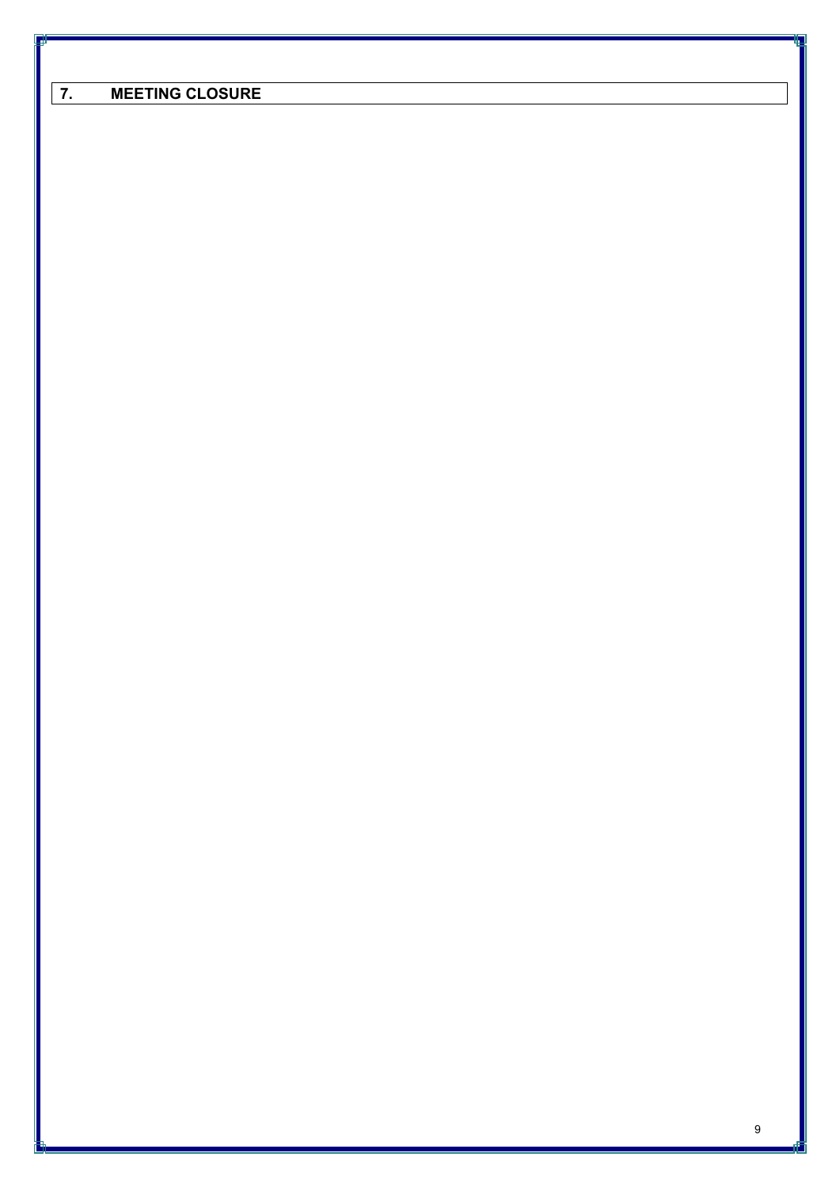## 7. MEETING CLOSURE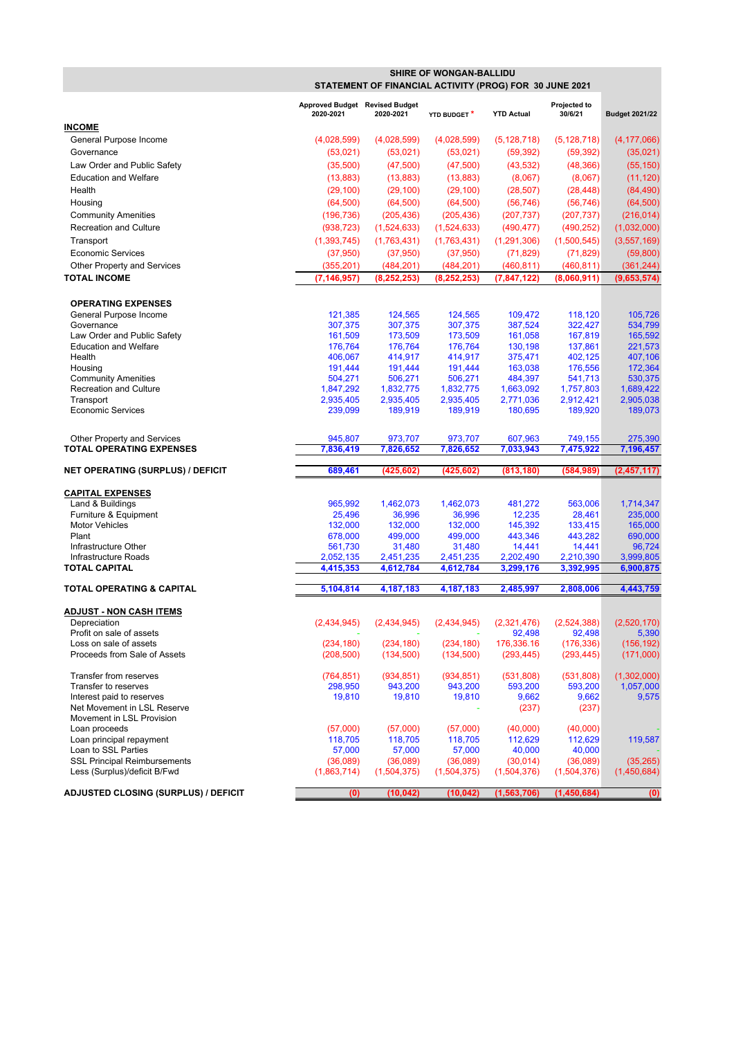# SHIRE OF WONGAN-BALLIDU

## STATEMENT OF FINANCIAL ACTIVITY (PROG) FOR 30 JUNE 2021

| | Approved Budget 2020-2021 | Revised Budget 2020-2021 | YTD BUDGET * | YTD Actual | Projected to 30/6/21 | Budget 2021/22 |
|---|---|---|---|---|---|---|
| **INCOME** | | | | | | |
| General Purpose Income | (4,028,599) | (4,028,599) | (4,028,599) | (5,128,718) | (5,128,718) | (4,177,066) |
| Governance | (53,021) | (53,021) | (53,021) | (59,392) | (59,392) | (35,021) |
| Law Order and Public Safety | (35,500) | (47,500) | (47,500) | (43,532) | (48,366) | (55,150) |
| Education and Welfare | (13,883) | (13,883) | (13,883) | (8,067) | (8,067) | (11,120) |
| Health | (29,100) | (29,100) | (29,100) | (28,507) | (28,448) | (84,490) |
| Housing | (64,500) | (64,500) | (64,500) | (56,746) | (56,746) | (64,500) |
| Community Amenities | (196,736) | (205,436) | (205,436) | (207,737) | (207,737) | (216,014) |
| Recreation and Culture | (938,723) | (1,524,633) | (1,524,633) | (490,477) | (490,252) | (1,032,000) |
| Transport | (1,393,745) | (1,763,431) | (1,763,431) | (1,291,306) | (1,500,545) | (3,557,169) |
| Economic Services | (37,950) | (37,950) | (37,950) | (71,829) | (71,829) | (59,800) |
| Other Property and Services | (355,201) | (484,201) | (484,201) | (460,811) | (460,811) | (361,244) |
| **TOTAL INCOME** | **(7,146,957)** | **(8,252,253)** | **(8,252,253)** | **(7,847,122)** | **(8,060,911)** | **(9,653,574)** |
| **OPERATING EXPENSES** | | | | | | |
| General Purpose Income | 121,385 | 124,565 | 124,565 | 109,472 | 118,120 | 105,726 |
| Governance | 307,375 | 307,375 | 307,375 | 387,524 | 322,427 | 534,799 |
| Law Order and Public Safety | 161,509 | 173,509 | 173,509 | 161,058 | 167,819 | 165,592 |
| Education and Welfare | 176,764 | 176,764 | 176,764 | 130,198 | 137,861 | 221,573 |
| Health | 406,067 | 414,917 | 414,917 | 375,471 | 402,125 | 407,106 |
| Housing | 191,444 | 191,444 | 191,444 | 163,038 | 176,556 | 172,364 |
| Community Amenities | 504,271 | 506,271 | 506,271 | 484,397 | 541,713 | 530,375 |
| Recreation and Culture | 1,847,292 | 1,832,775 | 1,832,775 | 1,663,092 | 1,757,803 | 1,689,422 |
| Transport | 2,935,405 | 2,935,405 | 2,935,405 | 2,771,036 | 2,912,421 | 2,905,038 |
| Economic Services | 239,099 | 189,919 | 189,919 | 180,695 | 189,920 | 189,073 |
| Other Property and Services | 945,807 | 973,707 | 973,707 | 607,963 | 749,155 | 275,390 |
| **TOTAL OPERATING EXPENSES** | **7,836,419** | **7,826,652** | **7,826,652** | **7,033,943** | **7,475,922** | **7,196,457** |
| **NET OPERATING (SURPLUS) / DEFICIT** | **689,461** | **(425,602)** | **(425,602)** | **(813,180)** | **(584,989)** | **(2,457,117)** |
| **CAPITAL EXPENSES** | | | | | | |
| Land & Buildings | 965,992 | 1,462,073 | 1,462,073 | 481,272 | 563,006 | 1,714,347 |
| Furniture & Equipment | 25,496 | 36,996 | 36,996 | 12,235 | 28,461 | 235,000 |
| Motor Vehicles | 132,000 | 132,000 | 132,000 | 145,392 | 133,415 | 165,000 |
| Plant | 678,000 | 499,000 | 499,000 | 443,346 | 443,282 | 690,000 |
| Infrastructure Other | 561,730 | 31,480 | 31,480 | 14,441 | 14,441 | 96,724 |
| Infrastructure Roads | 2,052,135 | 2,451,235 | 2,451,235 | 2,202,490 | 2,210,390 | 3,999,805 |
| **TOTAL CAPITAL** | **4,415,353** | **4,612,784** | **4,612,784** | **3,299,176** | **3,392,995** | **6,900,875** |
| **TOTAL OPERATING & CAPITAL** | **5,104,814** | **4,187,183** | **4,187,183** | **2,485,997** | **2,808,006** | **4,443,759** |
| **ADJUST - NON CASH ITEMS** | | | | | | |
| Depreciation | (2,434,945) | (2,434,945) | (2,434,945) | (2,321,476) | (2,524,388) | (2,520,170) |
| Profit on sale of assets | - | - | - | 92,498 | 92,498 | 5,390 |
| Loss on sale of assets | (234,180) | (234,180) | (234,180) | 176,336.16 | (176,336) | (156,192) |
| Proceeds from Sale of Assets | (208,500) | (134,500) | (134,500) | (293,445) | (293,445) | (171,000) |
| Transfer from reserves | (764,851) | (934,851) | (934,851) | (531,808) | (531,808) | (1,302,000) |
| Transfer to reserves | 298,950 | 943,200 | 943,200 | 593,200 | 593,200 | 1,057,000 |
| Interest paid to reserves | 19,810 | 19,810 | 19,810 | 9,662 | 9,662 | 9,575 |
| Net Movement in LSL Reserve | | | - | (237) | (237) | |
| Movement in LSL Provision | | | | | | |
| Loan proceeds | (57,000) | (57,000) | (57,000) | (40,000) | (40,000) | - |
| Loan principal repayment | 118,705 | 118,705 | 118,705 | 112,629 | 112,629 | 119,587 |
| Loan to SSL Parties | 57,000 | 57,000 | 57,000 | 40,000 | 40,000 | - |
| SSL Principal Reimbursements | (36,089) | (36,089) | (36,089) | (30,014) | (36,089) | (35,265) |
| Less (Surplus)/deficit B/Fwd | (1,863,714) | (1,504,375) | (1,504,375) | (1,504,376) | (1,504,376) | (1,450,684) |
| **ADJUSTED CLOSING (SURPLUS) / DEFICIT** | **(0)** | **(10,042)** | **(10,042)** | **(1,563,706)** | **(1,450,684)** | **(0)** |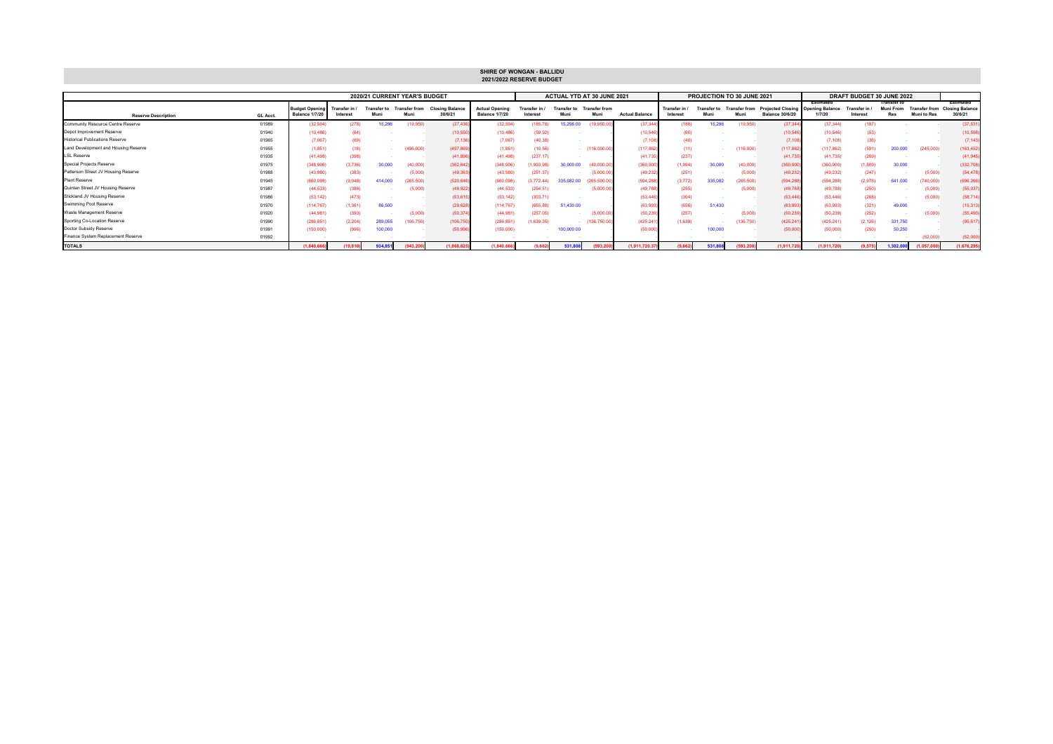# SHIRE OF WONGAN - BALLIDU
## 2021/2022 RESERVE BUDGET

| | | 2020/21 CURRENT YEAR'S BUDGET | | | | | ACTUAL YTD AT 30 JUNE 2021 | | | | | PROJECTION TO 30 JUNE 2021 | | | | DRAFT BUDGET 30 JUNE 2022 | | | | |
|---|---|---|---|---|---|---|---|---|---|---|---|---|---|---|---|---|---|---|---|---|
| **Reserve Description** | **GL Acct.** | **Budget Opening Balance 1/7/20** | **Transfer in / Interest** | **Transfer to Muni** | **Transfer from Muni** | **Closing Balance 30/6/21** | **Actual Opening Balance 1/7/20** | **Transfer in / Interest** | **Transfer to Muni** | **Transfer from Muni** | **Actual Balance** | **Transfer in / Interest** | **Transfer to Muni** | **Transfer from Muni** | **Projected Closing Balance 30/6/20** | **Estimated Opening Balance 1/7/20** | **Transfer in / Interest** | **Transfer to Muni From Res** | **Transfer from Muni to Res** | **Estimated Closing Balance 30/6/21** |
| Community Resource Centre Reserve | 01989 | (32,504) | (278) | 15,296 | (19,950) | (37,436) | (32,504) | (185.78) | 15,296.00 | (19,950.00) | (37,344) | (186) | 15,296 | (19,950) | (37,344) | (37,344) | (187) | - | - | (37,531) |
| Depot Improvement Reserve | 01940 | (10,486) | (64) | - | - | (10,550) | (10,486) | (59.02) | - | | (10,546) | (60) | - | - | (10,546) | (10,546) | (53) | - | - | (10,598) |
| Historical Publications Reserve | 01965 | (7,067) | (69) | - | - | (7,136) | (7,067) | (40.38) | - | | (7,108) | (40) | - | - | (7,108) | (7,108) | (36) | - | - | (7,143) |
| Land Development and Housing Reserve | 01955 | (1,851) | (18) | - | (496,000) | (497,869) | (1,851) | (10.56) | - | (116,000.00) | (117,862) | (11) | - | (116,000) | (117,862) | (117,862) | (591) | 200,000 | (245,000) | (163,452) |
| LSL Reserve | 01935 | (41,498) | (398) | - | - | (41,896) | (41,498) | (237.17) | - | | (41,735) | (237) | - | - | (41,735) | (41,735) | (209) | - | - | (41,945) |
| Special Projects Reserve | 01975 | (348,906) | (3,736) | 30,000 | (40,000) | (362,642) | (348,906) | (1,993.98) | 30,000.00 | (40,000.00) | (360,900) | (1,994) | 30,000 | (40,000) | (360,900) | (360,900) | (1,809) | 30,000 | - | (332,708) |
| Patterson Street JV Housing Reserve | 01988 | (43,980) | (383) | - | (5,000) | (49,363) | (43,980) | (251.37) | - | (5,000.00) | (49,232) | (251) | - | (5,000) | (49,232) | (49,232) | (247) | - | (5,000) | (54,478) |
| Plant Reserve | 01945 | (660,098) | (9,048) | 414,000 | (265,500) | (520,646) | (660,098) | (3,772.44) | 335,082.00 | (265,500.00) | (594,288) | (3,772) | 335,082 | (265,500) | (594,288) | (594,288) | (2,978) | 641,000 | (740,000) | (696,266) |
| Quinlan Street JV Housing Reserve | 01987 | (44,533) | (389) | - | (5,000) | (49,922) | (44,533) | (254.51) | - | (5,000.00) | (49,788) | (255) | - | (5,000) | (49,788) | (49,788) | (250) | - | (5,000) | (55,037) |
| Stickland JV Housing Reserve | 01986 | (53,142) | (473) | - | - | (53,615) | (53,142) | (303.71) | - | | (53,446) | (304) | - | - | (53,446) | (53,446) | (268) | - | (5,000) | (58,714) |
| Swimming Pool Reserve | 01970 | (114,767) | (1,361) | 86,500 | - | (29,628) | (114,767) | (655.88) | 51,430.00 | | (63,993) | (656) | 51,430 | - | (63,993) | (63,993) | (321) | 49,000 | - | (15,313) |
| Waste Management Reserve | 01920 | (44,981) | (393) | - | (5,000) | (50,374) | (44,981) | (257.05) | - | (5,000.00) | (50,239) | (257) | - | (5,000) | (50,239) | (50,239) | (252) | - | (5,000) | (55,490) |
| Sporting Co-Location Reserve | 01990 | (286,851) | (2,204) | 289,055 | (106,750) | (106,750) | (286,851) | (1,639.35) | - | (136,750.00) | (425,241) | (1,639) | - | (136,750) | (425,241) | (425,241) | (2,126) | 331,750 | - | (95,617) |
| Doctor Subsidy Reserve | 01991 | (150,000) | (996) | 100,000 | - | (50,996) | (150,000) | - | 100,000.00 | | (50,000) | - | 100,000 | - | (50,000) | (50,000) | (250) | 50,250 | - | - |
| Finance System Replacement Reserve | 01992 | | | | | - | | | | | | | | | | - | | | (52,000) | (52,000) |
| **TOTALS** | | **(1,840,666)** | **(19,810)** | **934,851** | **(943,200)** | **(1,868,825)** | **(1,840,666)** | **(9,662)** | **531,808** | **(593,200)** | **(1,911,720.37)** | **(9,662)** | **531,808** | **(593,200)** | **(1,911,720)** | **(1,911,720)** | **(9,575)** | **1,302,000** | **(1,057,000)** | **(1,676,295)** |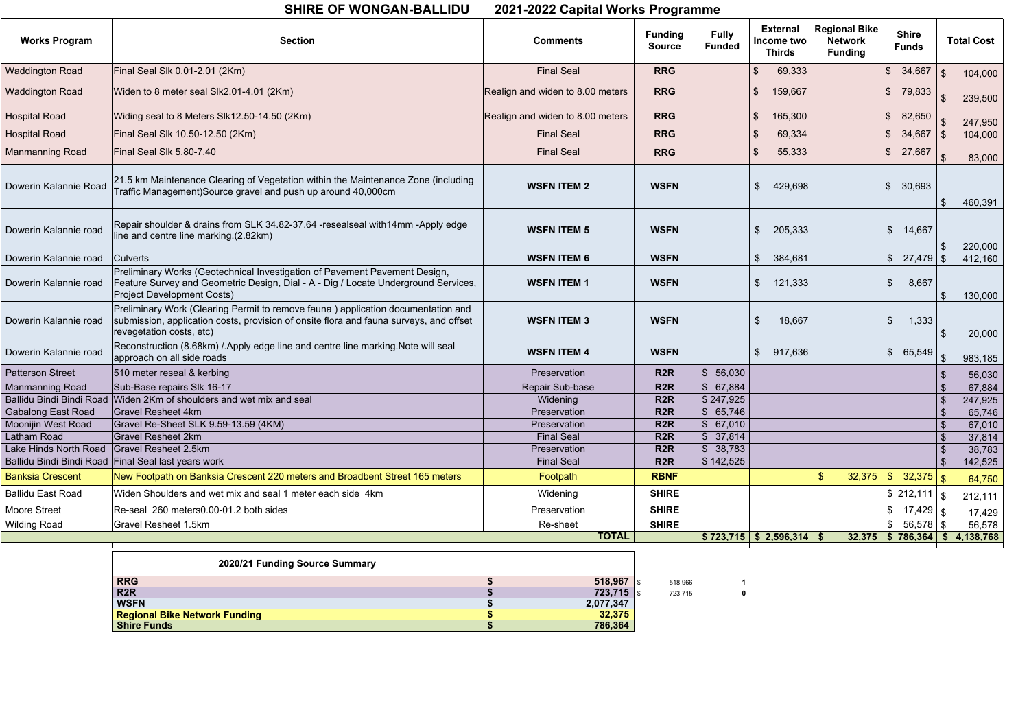# SHIRE OF WONGAN-BALLIDU 2021-2022 Capital Works Programme

| Works Program | Section | Comments | Funding Source | Fully Funded | External Income two Thirds | Regional Bike Network Funding | Shire Funds | Total Cost |
|---|---|---|---|---|---|---|---|---|
| Waddington Road | Final Seal Slk 0.01-2.01 (2Km) | Final Seal | RRG | | $ 69,333 | | $ 34,667 | $ 104,000 |
| Waddington Road | Widen to 8 meter seal Slk2.01-4.01 (2Km) | Realign and widen to 8.00 meters | RRG | | $ 159,667 | | $ 79,833 | $ 239,500 |
| Hospital Road | Widing seal to 8 Meters Slk12.50-14.50 (2Km) | Realign and widen to 8.00 meters | RRG | | $ 165,300 | | $ 82,650 | $ 247,950 |
| Hospital Road | Final Seal Slk 10.50-12.50 (2Km) | Final Seal | RRG | | $ 69,334 | | $ 34,667 | $ 104,000 |
| Manmanning Road | Final Seal Slk 5.80-7.40 | Final Seal | RRG | | $ 55,333 | | $ 27,667 | $ 83,000 |
| Dowerin Kalannie Road | 21.5 km Maintenance Clearing of Vegetation within the Maintenance Zone (including Traffic Management)Source gravel and push up around 40,000cm | WSFN ITEM 2 | WSFN | | $ 429,698 | | $ 30,693 | $ 460,391 |
| Dowerin Kalannie road | Repair shoulder & drains from SLK 34.82-37.64 -resealseal with14mm -Apply edge line and centre line marking.(2.82km) | WSFN ITEM 5 | WSFN | | $ 205,333 | | $ 14,667 | $ 220,000 |
| Dowerin Kalannie road | Culverts | WSFN ITEM 6 | WSFN | | $ 384,681 | | $ 27,479 | $ 412,160 |
| Dowerin Kalannie road | Preliminary Works (Geotechnical Investigation of Pavement Pavement Design, Feature Survey and Geometric Design, Dial - A - Dig / Locate Underground Services, Project Development Costs) | WSFN ITEM 1 | WSFN | | $ 121,333 | | $ 8,667 | $ 130,000 |
| Dowerin Kalannie road | Preliminary Work (Clearing Permit to remove fauna ) application documentation and submission, application costs, provision of onsite flora and fauna surveys, and offset revegetation costs, etc) | WSFN ITEM 3 | WSFN | | $ 18,667 | | $ 1,333 | $ 20,000 |
| Dowerin Kalannie road | Reconstruction (8.68km) /.Apply edge line and centre line marking.Note will seal approach on all side roads | WSFN ITEM 4 | WSFN | | $ 917,636 | | $ 65,549 | $ 983,185 |
| Patterson Street | 510 meter reseal & kerbing | Preservation | R2R | $ 56,030 | | | | $ 56,030 |
| Manmanning Road | Sub-Base repairs Slk 16-17 | Repair Sub-base | R2R | $ 67,884 | | | | $ 67,884 |
| Ballidu Bindi Bindi Road | Widen 2Km of shoulders and wet mix and seal | Widening | R2R | $ 247,925 | | | | $ 247,925 |
| Gabalong East Road | Gravel Resheet 4km | Preservation | R2R | $ 65,746 | | | | $ 65,746 |
| Moonijin West Road | Gravel Re-Sheet SLK 9.59-13.59 (4KM) | Preservation | R2R | $ 67,010 | | | | $ 67,010 |
| Latham Road | Gravel Resheet 2km | Final Seal | R2R | $ 37,814 | | | | $ 37,814 |
| Lake Hinds North Road | Gravel Resheet 2.5km | Preservation | R2R | $ 38,783 | | | | $ 38,783 |
| Ballidu Bindi Bindi Road | Final Seal last years work | Final Seal | R2R | $ 142,525 | | | | $ 142,525 |
| Banksia Crescent | New Footpath on Banksia Crescent 220 meters and Broadbent Street 165 meters | Footpath | RBNF | | | $ 32,375 | $ 32,375 | $ 64,750 |
| Ballidu East Road | Widen Shoulders and wet mix and seal 1 meter each side 4km | Widening | SHIRE | | | | $ 212,111 | $ 212,111 |
| Moore Street | Re-seal 260 meters0.00-01.2 both sides | Preservation | SHIRE | | | | $ 17,429 | $ 17,429 |
| Wilding Road | Gravel Resheet 1.5km | Re-sheet | SHIRE | | | | $ 56,578 | $ 56,578 |
| | | TOTAL | | $ 723,715 | $ 2,596,314 | $ 32,375 | $ 786,364 | $ 4,138,768 |

| 2020/21 Funding Source Summary | | | |
|---|---|---|---|
| RRG | $ 518,967 | $ 518,966 | 1 |
| R2R | $ 723,715 | $ 723,715 | 0 |
| WSFN | $ 2,077,347 | | |
| Regional Bike Network Funding | $ 32,375 | | |
| Shire Funds | $ 786,364 | | |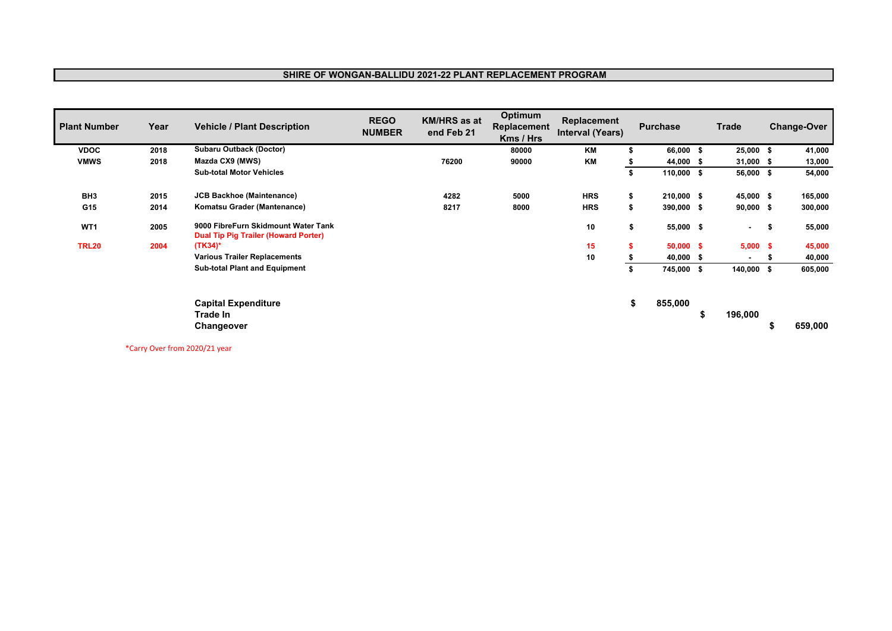# SHIRE OF WONGAN-BALLIDU 2021-22 PLANT REPLACEMENT PROGRAM

| Plant Number | Year | Vehicle / Plant Description | REGO NUMBER | KM/HRS as at end Feb 21 | Optimum Replacement Kms / Hrs | Replacement Interval (Years) | Purchase | Trade | Change-Over |
|---|---|---|---|---|---|---|---|---|---|
| VDOC | 2018 | Subaru Outback (Doctor) | | | 80000 | KM | $ 66,000 | $ 25,000 | $ 41,000 |
| VMWS | 2018 | Mazda CX9 (MWS) | | 76200 | 90000 | KM | $ 44,000 | $ 31,000 | $ 13,000 |
| | | Sub-total Motor Vehicles | | | | | $ 110,000 | $ 56,000 | $ 54,000 |
| BH3 | 2015 | JCB Backhoe (Maintenance) | | 4282 | 5000 | HRS | $ 210,000 | $ 45,000 | $ 165,000 |
| G15 | 2014 | Komatsu Grader (Mantenance) | | 8217 | 8000 | HRS | $ 390,000 | $ 90,000 | $ 300,000 |
| WT1 | 2005 | 9000 FibreFurn Skidmount Water Tank | | | | 10 | $ 55,000 | $ - | $ 55,000 |
| TRL20 | 2004 | Dual Tip Pig Trailer (Howard Porter) (TK34)* | | | | 15 | $ 50,000 | $ 5,000 | $ 45,000 |
| | | Various Trailer Replacements | | | | 10 | $ 40,000 | $ - | $ 40,000 |
| | | Sub-total Plant and Equipment | | | | | $ 745,000 | $ 140,000 | $ 605,000 |

| | | |
|---|---|---|
| **Capital Expenditure** | $ 855,000 | |
| **Trade In** | $ 196,000 | |
| **Changeover** | $ 659,000 | |

*Carry Over from 2020/21 year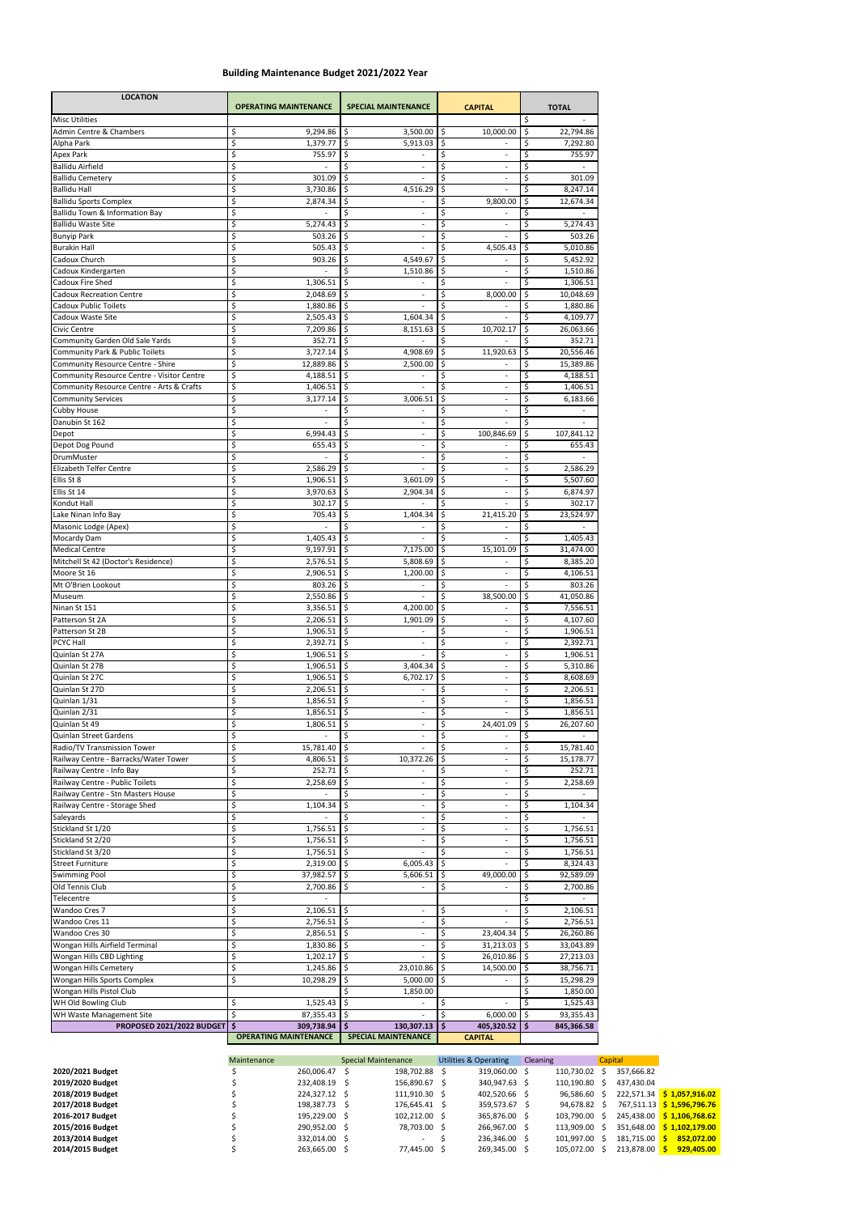# Building Maintenance Budget 2021/2022 Year

| LOCATION | OPERATING MAINTENANCE | SPECIAL MAINTENANCE | CAPITAL | TOTAL |
|---|---|---|---|---|
| Misc Utilities | | | | $ - |
| Admin Centre & Chambers | $ 9,294.86 | $ 3,500.00 | $ 10,000.00 | $ 22,794.86 |
| Alpha Park | $ 1,379.77 | $ 5,913.03 | $ - | $ 7,292.80 |
| Apex Park | $ 755.97 | $ - | $ - | $ 755.97 |
| Ballidu Airfield | $ - | $ - | $ - | $ - |
| Ballidu Cemetery | $ 301.09 | $ - | $ - | $ 301.09 |
| Ballidu Hall | $ 3,730.86 | $ 4,516.29 | $ - | $ 8,247.14 |
| Ballidu Sports Complex | $ 2,874.34 | $ - | $ 9,800.00 | $ 12,674.34 |
| Ballidu Town & Information Bay | $ - | $ - | $ - | $ - |
| Ballidu Waste Site | $ 5,274.43 | $ - | $ - | $ 5,274.43 |
| Bunyip Park | $ 503.26 | $ - | $ - | $ 503.26 |
| Burakin Hall | $ 505.43 | $ - | $ 4,505.43 | $ 5,010.86 |
| Cadoux Church | $ 903.26 | $ 4,549.67 | $ - | $ 5,452.92 |
| Cadoux Kindergarten | $ - | $ 1,510.86 | $ - | $ 1,510.86 |
| Cadoux Fire Shed | $ 1,306.51 | $ - | $ - | $ 1,306.51 |
| Cadoux Recreation Centre | $ 2,048.69 | $ - | $ 8,000.00 | $ 10,048.69 |
| Cadoux Public Toilets | $ 1,880.86 | $ - | $ - | $ 1,880.86 |
| Cadoux Waste Site | $ 2,505.43 | $ 1,604.34 | $ - | $ 4,109.77 |
| Civic Centre | $ 7,209.86 | $ 8,151.63 | $ 10,702.17 | $ 26,063.66 |
| Community Garden Old Sale Yards | $ 352.71 | $ - | $ - | $ 352.71 |
| Community Park & Public Toilets | $ 3,727.14 | $ 4,908.69 | $ 11,920.63 | $ 20,556.46 |
| Community Resource Centre - Shire | $ 12,889.86 | $ 2,500.00 | $ - | $ 15,389.86 |
| Community Resource Centre - Visitor Centre | $ 4,188.51 | $ - | $ - | $ 4,188.51 |
| Community Resource Centre - Arts & Crafts | $ 1,406.51 | $ - | $ - | $ 1,406.51 |
| Community Services | $ 3,177.14 | $ 3,006.51 | $ - | $ 6,183.66 |
| Cubby House | $ - | $ - | $ - | $ - |
| Danubin St 162 | $ - | $ - | $ - | $ - |
| Depot | $ 6,994.43 | $ - | $ 100,846.69 | $ 107,841.12 |
| Depot Dog Pound | $ 655.43 | $ - | $ - | $ 655.43 |
| DrumMuster | $ - | $ - | $ - | $ - |
| Elizabeth Telfer Centre | $ 2,586.29 | $ - | $ - | $ 2,586.29 |
| Ellis St 8 | $ 1,906.51 | $ 3,601.09 | $ - | $ 5,507.60 |
| Ellis St 14 | $ 3,970.63 | $ 2,904.34 | $ - | $ 6,874.97 |
| Kondut Hall | $ 302.17 | $ - | $ - | $ 302.17 |
| Lake Ninan Info Bay | $ 705.43 | $ 1,404.34 | $ 21,415.20 | $ 23,524.97 |
| Masonic Lodge (Apex) | $ - | $ - | $ - | $ - |
| Mocardy Dam | $ 1,405.43 | $ - | $ - | $ 1,405.43 |
| Medical Centre | $ 9,197.91 | $ 7,175.00 | $ 15,101.09 | $ 31,474.00 |
| Mitchell St 42 (Doctor's Residence) | $ 2,576.51 | $ 5,808.69 | $ - | $ 8,385.20 |
| Moore St 16 | $ 2,906.51 | $ 1,200.00 | $ - | $ 4,106.51 |
| Mt O'Brien Lookout | $ 803.26 | $ - | $ - | $ 803.26 |
| Museum | $ 2,550.86 | $ - | $ 38,500.00 | $ 41,050.86 |
| Ninan St 151 | $ 3,356.51 | $ 4,200.00 | $ - | $ 7,556.51 |
| Patterson St 2A | $ 2,206.51 | $ 1,901.09 | $ - | $ 4,107.60 |
| Patterson St 2B | $ 1,906.51 | $ - | $ - | $ 1,906.51 |
| PCYC Hall | $ 2,392.71 | $ - | $ - | $ 2,392.71 |
| Quinlan St 27A | $ 1,906.51 | $ - | $ - | $ 1,906.51 |
| Quinlan St 27B | $ 1,906.51 | $ 3,404.34 | $ - | $ 5,310.86 |
| Quinlan St 27C | $ 1,906.51 | $ 6,702.17 | $ - | $ 8,608.69 |
| Quinlan St 27D | $ 2,206.51 | $ - | $ - | $ 2,206.51 |
| Quinlan 1/31 | $ 1,856.51 | $ - | $ - | $ 1,856.51 |
| Quinlan 2/31 | $ 1,856.51 | $ - | $ - | $ 1,856.51 |
| Quinlan St 49 | $ 1,806.51 | $ - | $ 24,401.09 | $ 26,207.60 |
| Quinlan Street Gardens | $ - | $ - | $ - | $ - |
| Radio/TV Transmission Tower | $ 15,781.40 | $ - | $ - | $ 15,781.40 |
| Railway Centre - Barracks/Water Tower | $ 4,806.51 | $ 10,372.26 | $ - | $ 15,178.77 |
| Railway Centre - Info Bay | $ 252.71 | $ - | $ - | $ 252.71 |
| Railway Centre - Public Toilets | $ 2,258.69 | $ - | $ - | $ 2,258.69 |
| Railway Centre - Stn Masters House | $ - | $ - | $ - | $ - |
| Railway Centre - Storage Shed | $ 1,104.34 | $ - | $ - | $ 1,104.34 |
| Saleyards | $ - | $ - | $ - | $ - |
| Stickland St 1/20 | $ 1,756.51 | $ - | $ - | $ 1,756.51 |
| Stickland St 2/20 | $ 1,756.51 | $ - | $ - | $ 1,756.51 |
| Stickland St 3/20 | $ 1,756.51 | $ - | $ - | $ 1,756.51 |
| Street Furniture | $ 2,319.00 | $ 6,005.43 | $ - | $ 8,324.43 |
| Swimming Pool | $ 37,982.57 | $ 5,606.51 | $ 49,000.00 | $ 92,589.09 |
| Old Tennis Club | $ 2,700.86 | $ - | $ - | $ 2,700.86 |
| Telecentre | $ - | | | $ - |
| Wandoo Cres 7 | $ 2,106.51 | $ - | $ - | $ 2,106.51 |
| Wandoo Cres 11 | $ 2,756.51 | $ - | $ - | $ 2,756.51 |
| Wandoo Cres 30 | $ 2,856.51 | $ - | $ 23,404.34 | $ 26,260.86 |
| Wongan Hills Airfield Terminal | $ 1,830.86 | $ - | $ 31,213.03 | $ 33,043.89 |
| Wongan Hills CBD Lighting | $ 1,202.17 | $ - | $ 26,010.86 | $ 27,213.03 |
| Wongan Hills Cemetery | $ 1,245.86 | $ 23,010.86 | $ 14,500.00 | $ 38,756.71 |
| Wongan Hills Sports Complex | $ 10,298.29 | $ 5,000.00 | $ - | $ 15,298.29 |
| Wongan Hills Pistol Club | | $ 1,850.00 | | $ 1,850.00 |
| WH Old Bowling Club | $ 1,525.43 | $ - | $ - | $ 1,525.43 |
| WH Waste Management Site | $ 87,355.43 | $ - | $ 6,000.00 | $ 93,355.43 |
| **PROPOSED 2021/2022 BUDGET** | **$ 309,738.94** | **$ 130,307.13** | **$ 405,320.52** | **$ 845,366.58** |
| | **OPERATING MAINTENANCE** | **SPECIAL MAINTENANCE** | **CAPITAL** | |

| | Maintenance | Special Maintenance | Utilities & Operating | Cleaning | Capital | |
|---|---|---|---|---|---|---|
| **2020/2021 Budget** | $ 260,006.47 | $ 198,702.88 | $ 319,060.00 | $ 110,730.02 | $ 357,666.82 | |
| **2019/2020 Budget** | $ 232,408.19 | $ 156,890.67 | $ 340,947.63 | $ 110,190.80 | $ 437,430.04 | |
| **2018/2019 Budget** | $ 224,327.12 | $ 111,910.30 | $ 402,520.66 | $ 96,586.60 | $ 222,571.34 | **$ 1,057,916.02** |
| **2017/2018 Budget** | $ 198,387.73 | $ 176,645.41 | $ 359,573.67 | $ 94,678.82 | $ 767,511.13 | **$ 1,596,796.76** |
| **2016-2017 Budget** | $ 195,229.00 | $ 102,212.00 | $ 365,876.00 | $ 103,790.00 | $ 245,438.00 | **$ 1,106,768.62** |
| **2015/2016 Budget** | $ 290,952.00 | $ 78,703.00 | $ 266,967.00 | $ 113,909.00 | $ 351,648.00 | **$ 1,102,179.00** |
| **2013/2014 Budget** | $ 332,014.00 | $ - | $ 236,346.00 | $ 101,997.00 | $ 181,715.00 | **$ 852,072.00** |
| **2014/2015 Budget** | $ 263,665.00 | $ 77,445.00 | $ 269,345.00 | $ 105,072.00 | $ 213,878.00 | **$ 929,405.00** |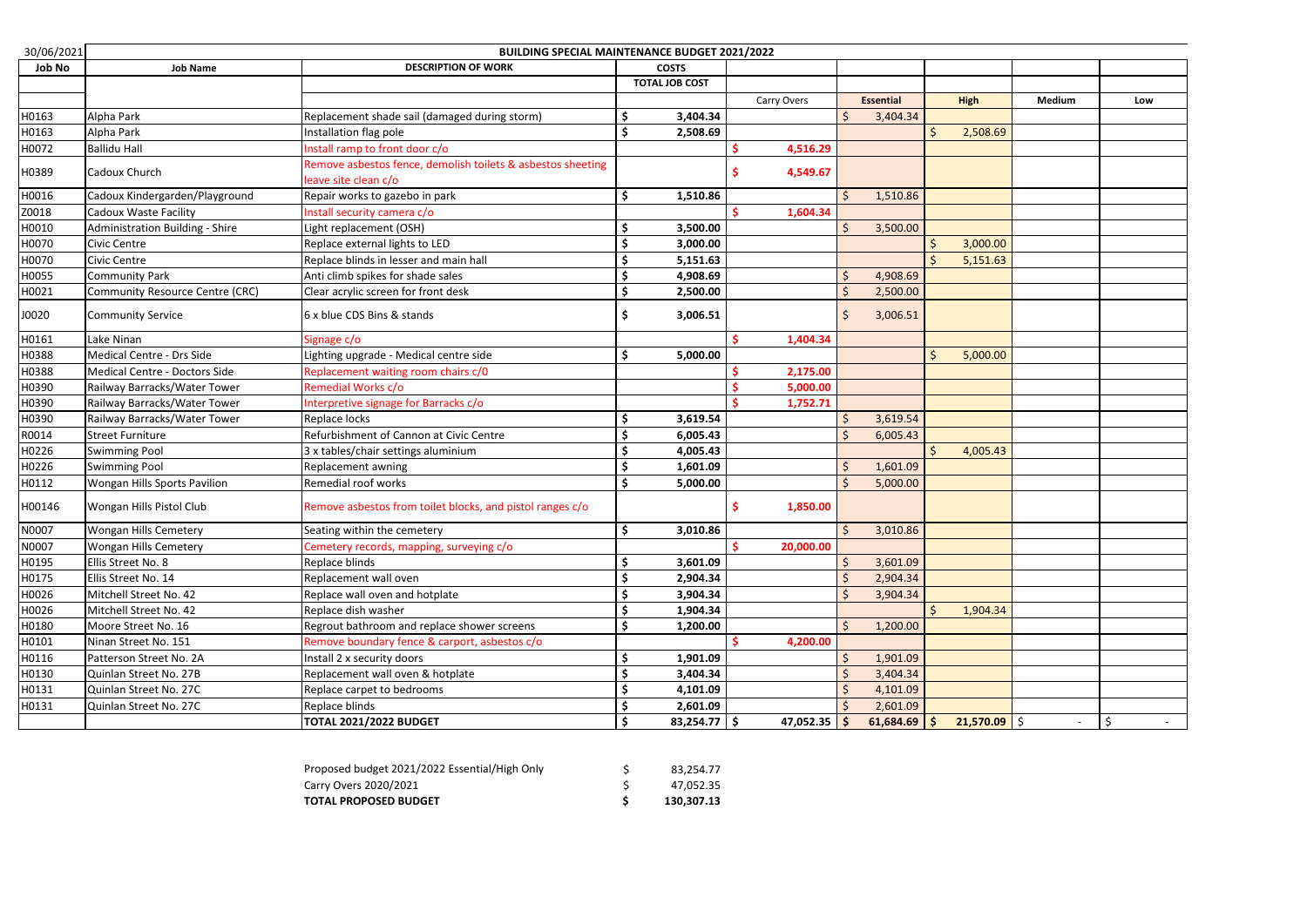30/06/2021

**BUILDING SPECIAL MAINTENANCE BUDGET 2021/2022**

| Job No | Job Name | DESCRIPTION OF WORK | COSTS | | | | | |
|---|---|---|---|---|---|---|---|---|
| | | | TOTAL JOB COST | | | | | |
| | | | | Carry Overs | Essential | High | Medium | Low |
| H0163 | Alpha Park | Replacement shade sail (damaged during storm) | $ 3,404.34 | | $ 3,404.34 | | | |
| H0163 | Alpha Park | Installation flag pole | $ 2,508.69 | | | $ 2,508.69 | | |
| H0072 | Ballidu Hall | Install ramp to front door c/o | | $ 4,516.29 | | | | |
| H0389 | Cadoux Church | Remove asbestos fence, demolish toilets & asbestos sheeting leave site clean c/o | | $ 4,549.67 | | | | |
| H0016 | Cadoux Kindergarden/Playground | Repair works to gazebo in park | $ 1,510.86 | | $ 1,510.86 | | | |
| Z0018 | Cadoux Waste Facility | Install security camera c/o | | $ 1,604.34 | | | | |
| H0010 | Administration Building - Shire | Light replacement (OSH) | $ 3,500.00 | | $ 3,500.00 | | | |
| H0070 | Civic Centre | Replace external lights to LED | $ 3,000.00 | | | $ 3,000.00 | | |
| H0070 | Civic Centre | Replace blinds in lesser and main hall | $ 5,151.63 | | | $ 5,151.63 | | |
| H0055 | Community Park | Anti climb spikes for shade sales | $ 4,908.69 | | $ 4,908.69 | | | |
| H0021 | Community Resource Centre (CRC) | Clear acrylic screen for front desk | $ 2,500.00 | | $ 2,500.00 | | | |
| J0020 | Community Service | 6 x blue CDS Bins & stands | $ 3,006.51 | | $ 3,006.51 | | | |
| H0161 | Lake Ninan | Signage c/o | | $ 1,404.34 | | | | |
| H0388 | Medical Centre - Drs Side | Lighting upgrade - Medical centre side | $ 5,000.00 | | | $ 5,000.00 | | |
| H0388 | Medical Centre - Doctors Side | Replacement waiting room chairs c/0 | | $ 2,175.00 | | | | |
| H0390 | Railway Barracks/Water Tower | Remedial Works c/o | | $ 5,000.00 | | | | |
| H0390 | Railway Barracks/Water Tower | Interpretive signage for Barracks c/o | | $ 1,752.71 | | | | |
| H0390 | Railway Barracks/Water Tower | Replace locks | $ 3,619.54 | | $ 3,619.54 | | | |
| R0014 | Street Furniture | Refurbishment of Cannon at Civic Centre | $ 6,005.43 | | $ 6,005.43 | | | |
| H0226 | Swimming Pool | 3 x tables/chair settings aluminium | $ 4,005.43 | | | $ 4,005.43 | | |
| H0226 | Swimming Pool | Replacement awning | $ 1,601.09 | | $ 1,601.09 | | | |
| H0112 | Wongan Hills Sports Pavilion | Remedial roof works | $ 5,000.00 | | $ 5,000.00 | | | |
| H00146 | Wongan Hills Pistol Club | Remove asbestos from toilet blocks, and pistol ranges c/o | | $ 1,850.00 | | | | |
| N0007 | Wongan Hills Cemetery | Seating within the cemetery | $ 3,010.86 | | $ 3,010.86 | | | |
| N0007 | Wongan Hills Cemetery | Cemetery records, mapping, surveying c/o | | $ 20,000.00 | | | | |
| H0195 | Ellis Street No. 8 | Replace blinds | $ 3,601.09 | | $ 3,601.09 | | | |
| H0175 | Ellis Street No. 14 | Replacement wall oven | $ 2,904.34 | | $ 2,904.34 | | | |
| H0026 | Mitchell Street No. 42 | Replace wall oven and hotplate | $ 3,904.34 | | $ 3,904.34 | | | |
| H0026 | Mitchell Street No. 42 | Replace dish washer | $ 1,904.34 | | | $ 1,904.34 | | |
| H0180 | Moore Street No. 16 | Regrout bathroom and replace shower screens | $ 1,200.00 | | $ 1,200.00 | | | |
| H0101 | Ninan Street No. 151 | Remove boundary fence & carport, asbestos c/o | | $ 4,200.00 | | | | |
| H0116 | Patterson Street No. 2A | Install 2 x security doors | $ 1,901.09 | | $ 1,901.09 | | | |
| H0130 | Quinlan Street No. 27B | Replacement wall oven & hotplate | $ 3,404.34 | | $ 3,404.34 | | | |
| H0131 | Quinlan Street No. 27C | Replace carpet to bedrooms | $ 4,101.09 | | $ 4,101.09 | | | |
| H0131 | Quinlan Street No. 27C | Replace blinds | $ 2,601.09 | | $ 2,601.09 | | | |
| | | **TOTAL 2021/2022 BUDGET** | **$ 83,254.77** | **$ 47,052.35** | **$ 61,684.69** | **$ 21,570.09** | $ - | $ - |

| | |
|---|---|
| Proposed budget 2021/2022 Essential/High Only | $ 83,254.77 |
| Carry Overs 2020/2021 | $ 47,052.35 |
| **TOTAL PROPOSED BUDGET** | **$ 130,307.13** |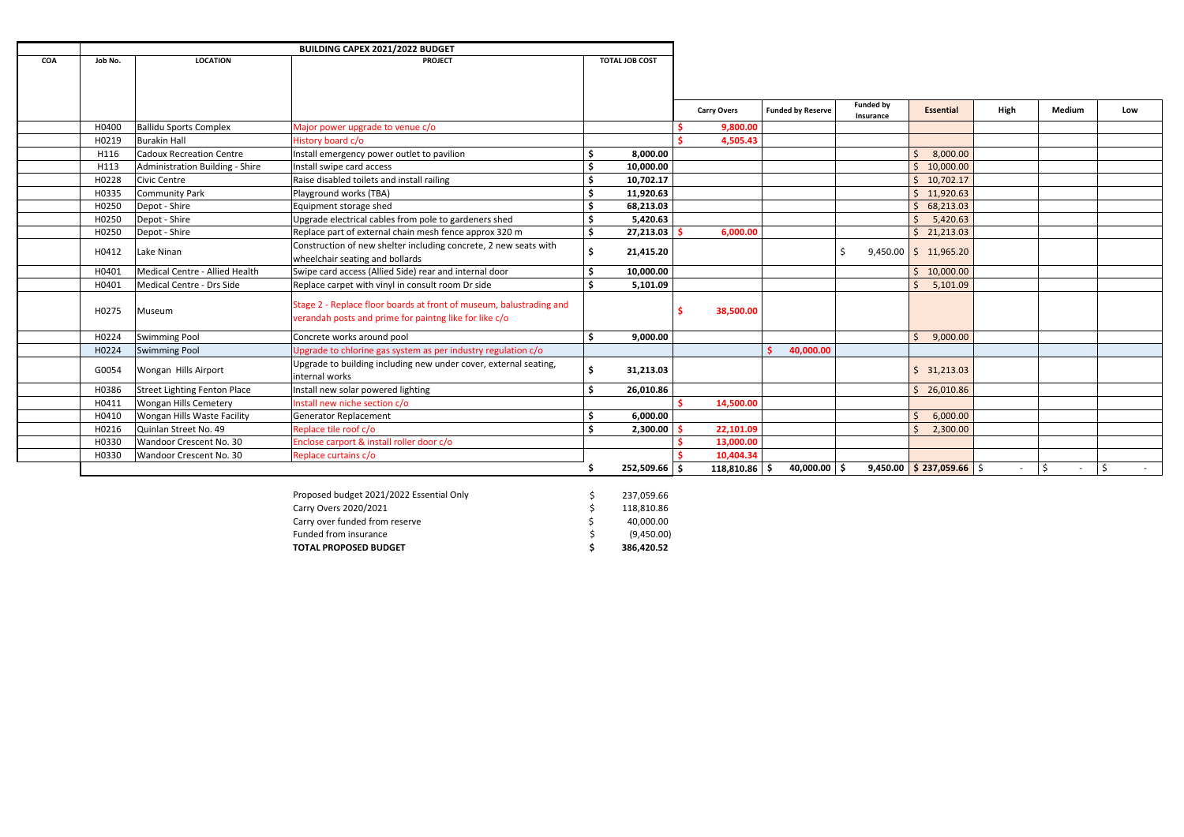| COA | Job No. | LOCATION | PROJECT | TOTAL JOB COST | Carry Overs | Funded by Reserve | Funded by Insurance | Essential | High | Medium | Low |
|---|---|---|---|---|---|---|---|---|---|---|---|
| | | | **BUILDING CAPEX 2021/2022 BUDGET** | | | | | | | | |
| | H0400 | Ballidu Sports Complex | Major power upgrade to venue c/o | | $ 9,800.00 | | | | | | |
| | H0219 | Burakin Hall | History board c/o | | $ 4,505.43 | | | | | | |
| | H116 | Cadoux Recreation Centre | Install emergency power outlet to pavilion | $ 8,000.00 | | | | $ 8,000.00 | | | |
| | H113 | Administration Building - Shire | Install swipe card access | $ 10,000.00 | | | | $ 10,000.00 | | | |
| | H0228 | Civic Centre | Raise disabled toilets and install railing | $ 10,702.17 | | | | $ 10,702.17 | | | |
| | H0335 | Community Park | Playground works (TBA) | $ 11,920.63 | | | | $ 11,920.63 | | | |
| | H0250 | Depot - Shire | Equipment storage shed | $ 68,213.03 | | | | $ 68,213.03 | | | |
| | H0250 | Depot - Shire | Upgrade electrical cables from pole to gardeners shed | $ 5,420.63 | | | | $ 5,420.63 | | | |
| | H0250 | Depot - Shire | Replace part of external chain mesh fence approx 320 m | $ 27,213.03 | $ 6,000.00 | | | $ 21,213.03 | | | |
| | H0412 | Lake Ninan | Construction of new shelter including concrete, 2 new seats with wheelchair seating and bollards | $ 21,415.20 | | | $ 9,450.00 | $ 11,965.20 | | | |
| | H0401 | Medical Centre - Allied Health | Swipe card access (Allied Side) rear and internal door | $ 10,000.00 | | | | $ 10,000.00 | | | |
| | H0401 | Medical Centre - Drs Side | Replace carpet with vinyl in consult room Dr side | $ 5,101.09 | | | | $ 5,101.09 | | | |
| | H0275 | Museum | Stage 2 - Replace floor boards at front of museum, balustrading and verandah posts and prime for paintng like for like c/o | | $ 38,500.00 | | | | | | |
| | H0224 | Swimming Pool | Concrete works around pool | $ 9,000.00 | | | | $ 9,000.00 | | | |
| | H0224 | Swimming Pool | Upgrade to chlorine gas system as per industry regulation c/o | | | $ 40,000.00 | | | | | |
| | G0054 | Wongan Hills Airport | Upgrade to building including new under cover, external seating, internal works | $ 31,213.03 | | | | $ 31,213.03 | | | |
| | H0386 | Street Lighting Fenton Place | Install new solar powered lighting | $ 26,010.86 | | | | $ 26,010.86 | | | |
| | H0411 | Wongan Hills Cemetery | Install new niche section c/o | | $ 14,500.00 | | | | | | |
| | H0410 | Wongan Hills Waste Facility | Generator Replacement | $ 6,000.00 | | | | $ 6,000.00 | | | |
| | H0216 | Quinlan Street No. 49 | Replace tile roof c/o | $ 2,300.00 | $ 22,101.09 | | | $ 2,300.00 | | | |
| | H0330 | Wandoor Crescent No. 30 | Enclose carport & install roller door c/o | | $ 13,000.00 | | | | | | |
| | H0330 | Wandoor Crescent No. 30 | Replace curtains c/o | | $ 10,404.34 | | | | | | |
| | | | | **$ 252,509.66** | **$ 118,810.86** | **$ 40,000.00** | **$ 9,450.00** | **$ 237,059.66** | $ - | $ - | $ - |

| | |
|---|---|
| Proposed budget 2021/2022 Essential Only | $ 237,059.66 |
| Carry Overs 2020/2021 | $ 118,810.86 |
| Carry over funded from reserve | $ 40,000.00 |
| Funded from insurance | $ (9,450.00) |
| **TOTAL PROPOSED BUDGET** | **$ 386,420.52** |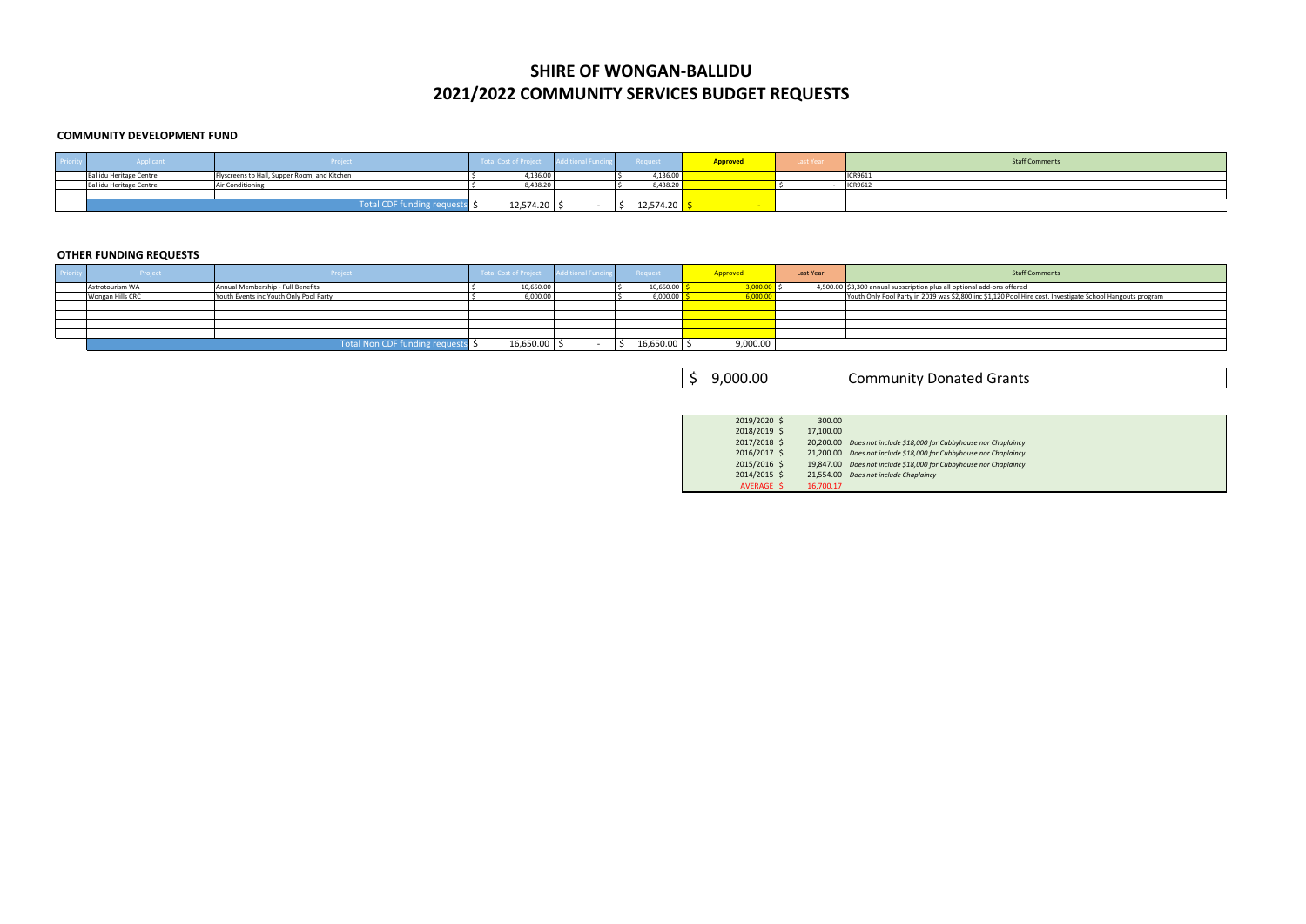# SHIRE OF WONGAN-BALLIDU
# 2021/2022 COMMUNITY SERVICES BUDGET REQUESTS

### COMMUNITY DEVELOPMENT FUND

| Priority | Applicant | Project | Total Cost of Project | Additional Funding | Request | Approved | Last Year | Staff Comments |
|---|---|---|---|---|---|---|---|---|
| | Ballidu Heritage Centre | Flyscreens to Hall, Supper Room, and Kitchen | $ 4,136.00 | | $ 4,136.00 | | | ICR9611 |
| | Ballidu Heritage Centre | Air Conditioning | $ 8,438.20 | | $ 8,438.20 | | $ - | ICR9612 |
| | | | | | | | | |
| | | Total CDF funding requests | $ 12,574.20 | $ - | $ 12,574.20 | $ - | | |

### OTHER FUNDING REQUESTS

| Priority | Project | Project | Total Cost of Project | Additional Funding | Request | Approved | Last Year | Staff Comments |
|---|---|---|---|---|---|---|---|---|
| | Astrotourism WA | Annual Membership - Full Benefits | $ 10,650.00 | | $ 10,650.00 | $ 3,000.00 | $ 4,500.00 | $3,300 annual subscription plus all optional add-ons offered |
| | Wongan Hills CRC | Youth Events inc Youth Only Pool Party | $ 6,000.00 | | $ 6,000.00 | $ 6,000.00 | | Youth Only Pool Party in 2019 was $2,800 inc $1,120 Pool Hire cost. Investigate School Hangouts program |
| | | | | | | | | |
| | | | | | | | | |
| | | | | | | | | |
| | | | | | | | | |
| | | Total Non CDF funding requests | $ 16,650.00 | $ - | $ 16,650.00 | $ 9,000.00 | | |

| | |
|---|---|
| $ 9,000.00 | Community Donated Grants |

| Year | Amount | Note |
|---|---|---|
| 2019/2020 | $ 300.00 | |
| 2018/2019 | $ 17,100.00 | |
| 2017/2018 | $ 20,200.00 | *Does not include $18,000 for Cubbyhouse nor Chaplaincy* |
| 2016/2017 | $ 21,200.00 | *Does not include $18,000 for Cubbyhouse nor Chaplaincy* |
| 2015/2016 | $ 19,847.00 | *Does not include $18,000 for Cubbyhouse nor Chaplaincy* |
| 2014/2015 | $ 21,554.00 | *Does not include Chaplaincy* |
| AVERAGE | $ 16,700.17 | |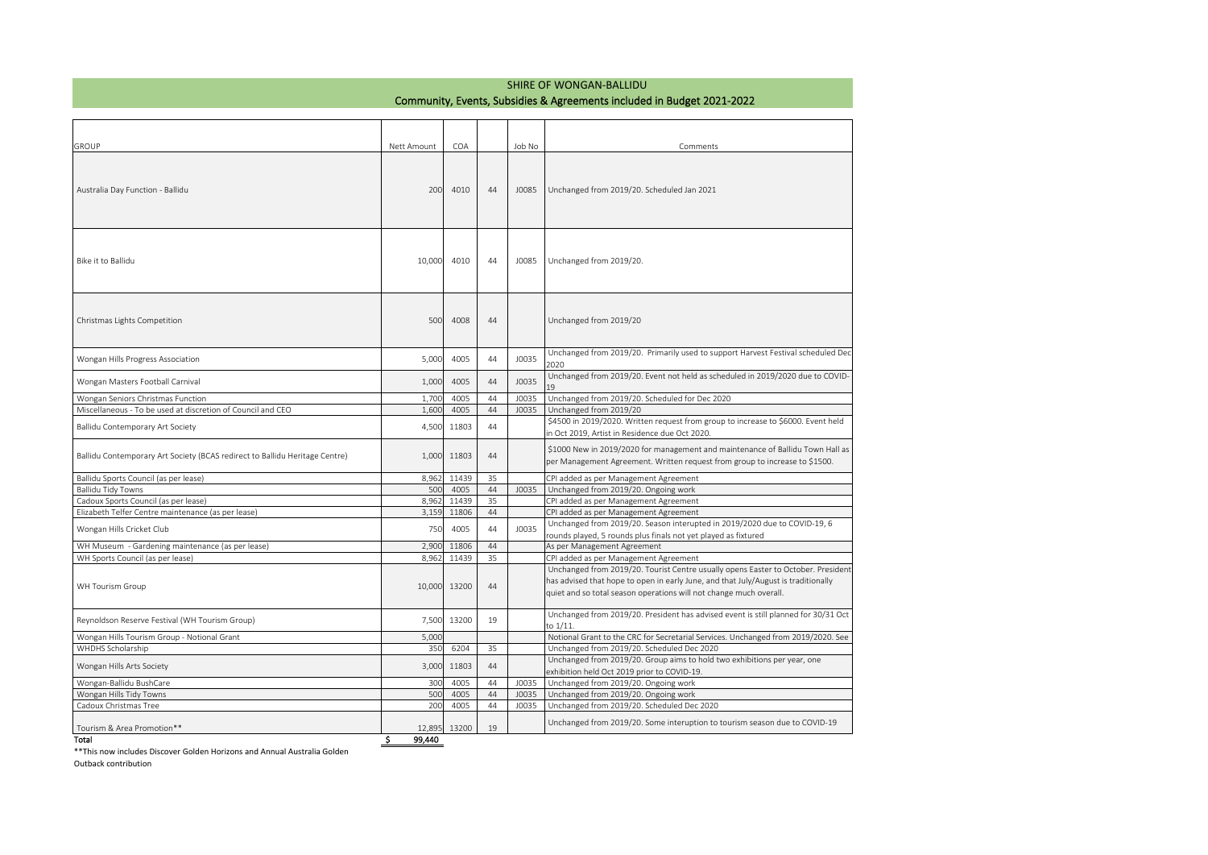# SHIRE OF WONGAN-BALLIDU

## Community, Events, Subsidies & Agreements included in Budget 2021-2022

| GROUP | Nett Amount | COA | | Job No | Comments |
|---|---|---|---|---|---|
| Australia Day Function - Ballidu | 200 | 4010 | 44 | J0085 | Unchanged from 2019/20. Scheduled Jan 2021 |
| Bike it to Ballidu | 10,000 | 4010 | 44 | J0085 | Unchanged from 2019/20. |
| Christmas Lights Competition | 500 | 4008 | 44 | | Unchanged from 2019/20 |
| Wongan Hills Progress Association | 5,000 | 4005 | 44 | J0035 | Unchanged from 2019/20. Primarily used to support Harvest Festival scheduled Dec 2020 |
| Wongan Masters Football Carnival | 1,000 | 4005 | 44 | J0035 | Unchanged from 2019/20. Event not held as scheduled in 2019/2020 due to COVID-19 |
| Wongan Seniors Christmas Function | 1,700 | 4005 | 44 | J0035 | Unchanged from 2019/20. Scheduled for Dec 2020 |
| Miscellaneous - To be used at discretion of Council and CEO | 1,600 | 4005 | 44 | J0035 | Unchanged from 2019/20 |
| Ballidu Contemporary Art Society | 4,500 | 11803 | 44 | | $4500 in 2019/2020. Written request from group to increase to $6000. Event held in Oct 2019, Artist in Residence due Oct 2020. |
| Ballidu Contemporary Art Society (BCAS redirect to Ballidu Heritage Centre) | 1,000 | 11803 | 44 | | $1000 New in 2019/2020 for management and maintenance of Ballidu Town Hall as per Management Agreement. Written request from group to increase to $1500. |
| Ballidu Sports Council (as per lease) | 8,962 | 11439 | 35 | | CPI added as per Management Agreement |
| Ballidu Tidy Towns | 500 | 4005 | 44 | J0035 | Unchanged from 2019/20. Ongoing work |
| Cadoux Sports Council (as per lease) | 8,962 | 11439 | 35 | | CPI added as per Management Agreement |
| Elizabeth Telfer Centre maintenance (as per lease) | 3,159 | 11806 | 44 | | CPI added as per Management Agreement |
| Wongan Hills Cricket Club | 750 | 4005 | 44 | J0035 | Unchanged from 2019/20. Season interupted in 2019/2020 due to COVID-19, 6 rounds played, 5 rounds plus finals not yet played as fixtured |
| WH Museum - Gardening maintenance (as per lease) | 2,900 | 11806 | 44 | | As per Management Agreement |
| WH Sports Council (as per lease) | 8,962 | 11439 | 35 | | CPI added as per Management Agreement |
| WH Tourism Group | 10,000 | 13200 | 44 | | Unchanged from 2019/20. Tourist Centre usually opens Easter to October. President has advised that hope to open in early June, and that July/August is traditionally quiet and so total season operations will not change much overall. |
| Reynoldson Reserve Festival (WH Tourism Group) | 7,500 | 13200 | 19 | | Unchanged from 2019/20. President has advised event is still planned for 30/31 Oct to 1/11. |
| Wongan Hills Tourism Group - Notional Grant | 5,000 | | | | Notional Grant to the CRC for Secretarial Services. Unchanged from 2019/2020. See |
| WHDHS Scholarship | 350 | 6204 | 35 | | Unchanged from 2019/20. Scheduled Dec 2020 |
| Wongan Hills Arts Society | 3,000 | 11803 | 44 | | Unchanged from 2019/20. Group aims to hold two exhibitions per year, one exhibition held Oct 2019 prior to COVID-19. |
| Wongan-Ballidu BushCare | 300 | 4005 | 44 | J0035 | Unchanged from 2019/20. Ongoing work |
| Wongan Hills Tidy Towns | 500 | 4005 | 44 | J0035 | Unchanged from 2019/20. Ongoing work |
| Cadoux Christmas Tree | 200 | 4005 | 44 | J0035 | Unchanged from 2019/20. Scheduled Dec 2020 |
| Tourism & Area Promotion** | 12,895 | 13200 | 19 | | Unchanged from 2019/20. Some interuption to tourism season due to COVID-19 |
| **Total** | **$ 99,440** | | | | |

**This now includes Discover Golden Horizons and Annual Australia Golden Outback contribution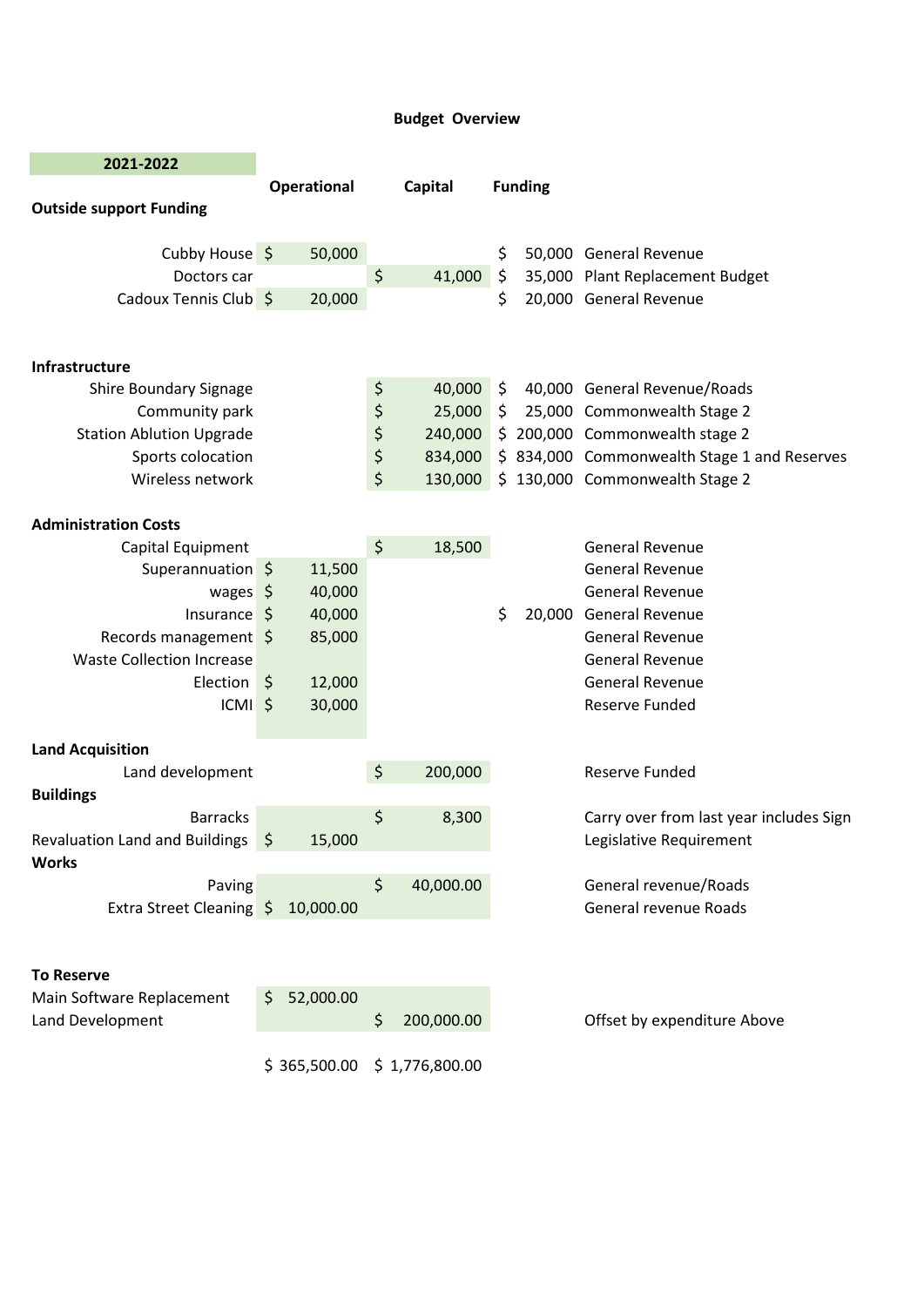**Budget Overview**

| 2021-2022 | Operational | Capital | Funding | |
|---|---|---|---|---|
| **Outside support Funding** | | | | |
| Cubby House | $ 50,000 | | $ 50,000 | General Revenue |
| Doctors car | | $ 41,000 | $ 35,000 | Plant Replacement Budget |
| Cadoux Tennis Club | $ 20,000 | | $ 20,000 | General Revenue |
| **Infrastructure** | | | | |
| Shire Boundary Signage | | $ 40,000 | $ 40,000 | General Revenue/Roads |
| Community park | | $ 25,000 | $ 25,000 | Commonwealth Stage 2 |
| Station Ablution Upgrade | | $ 240,000 | $ 200,000 | Commonwealth stage 2 |
| Sports colocation | | $ 834,000 | $ 834,000 | Commonwealth Stage 1 and Reserves |
| Wireless network | | $ 130,000 | $ 130,000 | Commonwealth Stage 2 |
| **Administration Costs** | | | | |
| Capital Equipment | | $ 18,500 | | General Revenue |
| Superannuation | $ 11,500 | | | General Revenue |
| wages | $ 40,000 | | | General Revenue |
| Insurance | $ 40,000 | | $ 20,000 | General Revenue |
| Records management | $ 85,000 | | | General Revenue |
| Waste Collection Increase | | | | General Revenue |
| Election | $ 12,000 | | | General Revenue |
| ICMI | $ 30,000 | | | Reserve Funded |
| **Land Acquisition** | | | | |
| Land development | | $ 200,000 | | Reserve Funded |
| **Buildings** | | | | |
| Barracks | | $ 8,300 | | Carry over from last year includes Sign |
| Revaluation Land and Buildings | $ 15,000 | | | Legislative Requirement |
| **Works** | | | | |
| Paving | | $ 40,000.00 | | General revenue/Roads |
| Extra Street Cleaning | $ 10,000.00 | | | General revenue Roads |
| **To Reserve** | | | | |
| Main Software Replacement | $ 52,000.00 | | | |
| Land Development | | $ 200,000.00 | | Offset by expenditure Above |
| | $ 365,500.00 | $ 1,776,800.00 | | |